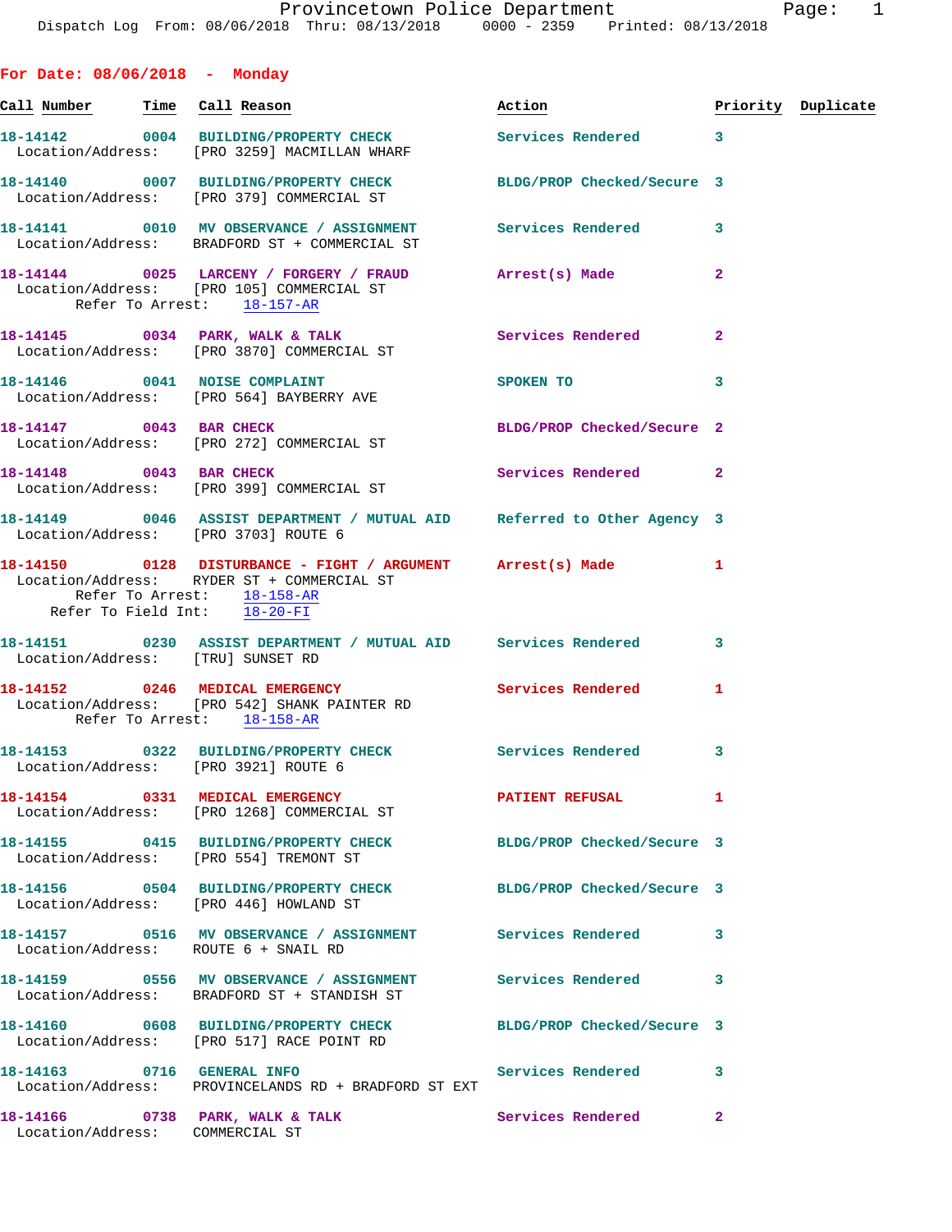Provincetown Police Department
Dispatch Log From: 08/06/2018 Thru: 08/13/2018 0000 - 2359 Printed: 08/13/2018

**For Date: 08/06/2018 - Monday**

| Call Number | Time | Call Reason | Action | Priority | Duplicate |
|---|---|---|---|---|---|
| 18-14142 | 0004 | BUILDING/PROPERTY CHECK | Services Rendered | 3 | |
| Location/Address: [PRO 3259] MACMILLAN WHARF | | | | | |
| 18-14140 | 0007 | BUILDING/PROPERTY CHECK | BLDG/PROP Checked/Secure | 3 | |
| Location/Address: [PRO 379] COMMERCIAL ST | | | | | |
| 18-14141 | 0010 | MV OBSERVANCE / ASSIGNMENT | Services Rendered | 3 | |
| Location/Address: BRADFORD ST + COMMERCIAL ST | | | | | |
| 18-14144 | 0025 | LARCENY / FORGERY / FRAUD | Arrest(s) Made | 2 | |
| Location/Address: [PRO 105] COMMERCIAL ST; Refer To Arrest: 18-157-AR | | | | | |
| 18-14145 | 0034 | PARK, WALK & TALK | Services Rendered | 2 | |
| Location/Address: [PRO 3870] COMMERCIAL ST | | | | | |
| 18-14146 | 0041 | NOISE COMPLAINT | SPOKEN TO | 3 | |
| Location/Address: [PRO 564] BAYBERRY AVE | | | | | |
| 18-14147 | 0043 | BAR CHECK | BLDG/PROP Checked/Secure | 2 | |
| Location/Address: [PRO 272] COMMERCIAL ST | | | | | |
| 18-14148 | 0043 | BAR CHECK | Services Rendered | 2 | |
| Location/Address: [PRO 399] COMMERCIAL ST | | | | | |
| 18-14149 | 0046 | ASSIST DEPARTMENT / MUTUAL AID | Referred to Other Agency | 3 | |
| Location/Address: [PRO 3703] ROUTE 6 | | | | | |
| 18-14150 | 0128 | DISTURBANCE - FIGHT / ARGUMENT | Arrest(s) Made | 1 | |
| Location/Address: RYDER ST + COMMERCIAL ST; Refer To Arrest: 18-158-AR; Refer To Field Int: 18-20-FI | | | | | |
| 18-14151 | 0230 | ASSIST DEPARTMENT / MUTUAL AID | Services Rendered | 3 | |
| Location/Address: [TRU] SUNSET RD | | | | | |
| 18-14152 | 0246 | MEDICAL EMERGENCY | Services Rendered | 1 | |
| Location/Address: [PRO 542] SHANK PAINTER RD; Refer To Arrest: 18-158-AR | | | | | |
| 18-14153 | 0322 | BUILDING/PROPERTY CHECK | Services Rendered | 3 | |
| Location/Address: [PRO 3921] ROUTE 6 | | | | | |
| 18-14154 | 0331 | MEDICAL EMERGENCY | PATIENT REFUSAL | 1 | |
| Location/Address: [PRO 1268] COMMERCIAL ST | | | | | |
| 18-14155 | 0415 | BUILDING/PROPERTY CHECK | BLDG/PROP Checked/Secure | 3 | |
| Location/Address: [PRO 554] TREMONT ST | | | | | |
| 18-14156 | 0504 | BUILDING/PROPERTY CHECK | BLDG/PROP Checked/Secure | 3 | |
| Location/Address: [PRO 446] HOWLAND ST | | | | | |
| 18-14157 | 0516 | MV OBSERVANCE / ASSIGNMENT | Services Rendered | 3 | |
| Location/Address: ROUTE 6 + SNAIL RD | | | | | |
| 18-14159 | 0556 | MV OBSERVANCE / ASSIGNMENT | Services Rendered | 3 | |
| Location/Address: BRADFORD ST + STANDISH ST | | | | | |
| 18-14160 | 0608 | BUILDING/PROPERTY CHECK | BLDG/PROP Checked/Secure | 3 | |
| Location/Address: [PRO 517] RACE POINT RD | | | | | |
| 18-14163 | 0716 | GENERAL INFO | Services Rendered | 3 | |
| Location/Address: PROVINCELANDS RD + BRADFORD ST EXT | | | | | |
| 18-14166 | 0738 | PARK, WALK & TALK | Services Rendered | 2 | |
| Location/Address: COMMERCIAL ST | | | | | |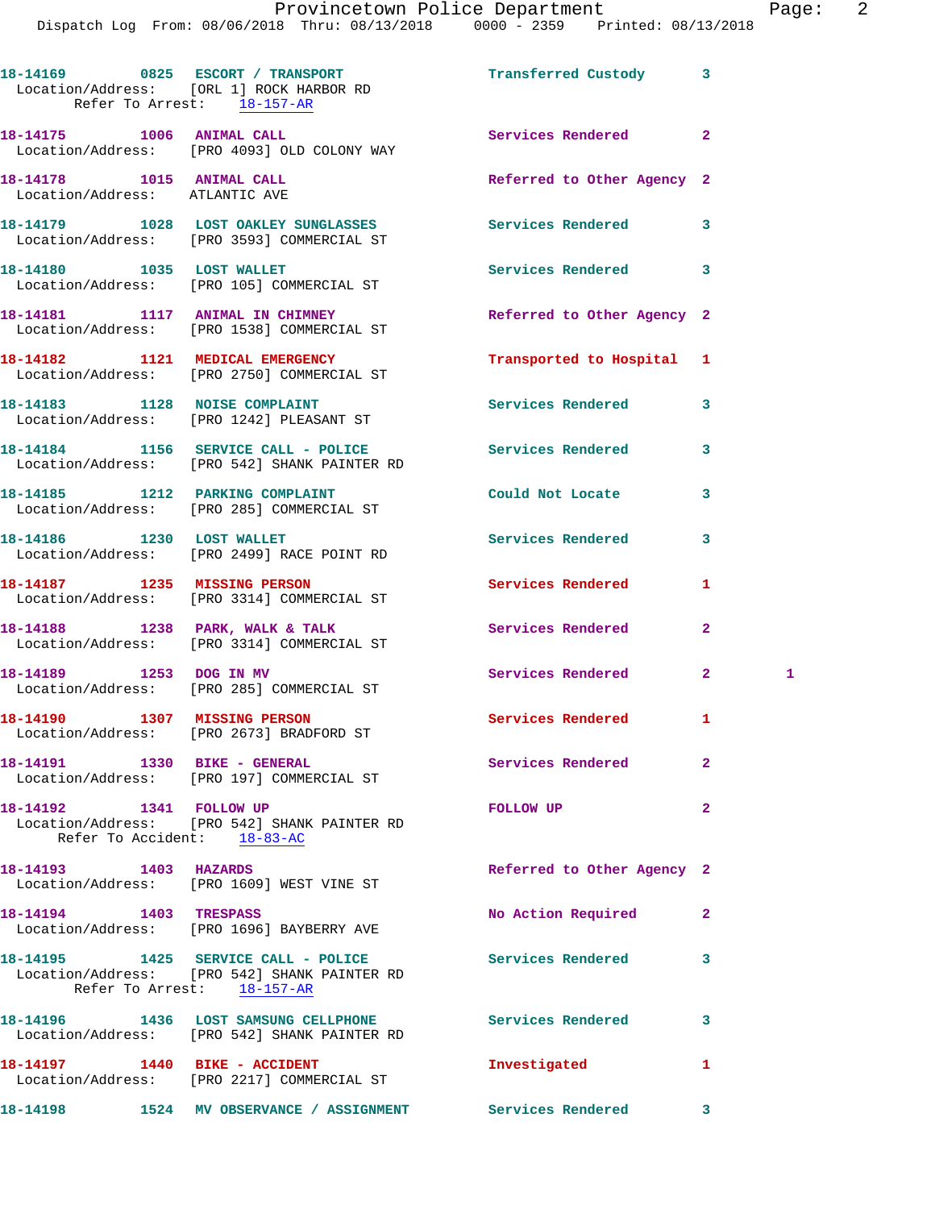18-14169 0825 ESCORT / TRANSPORT Transferred Custody 3
Location/Address: [ORL 1] ROCK HARBOR RD
Refer To Arrest: 18-157-AR

18-14175 1006 ANIMAL CALL Services Rendered 2
Location/Address: [PRO 4093] OLD COLONY WAY

18-14178 1015 ANIMAL CALL Referred to Other Agency 2
Location/Address: ATLANTIC AVE

18-14179 1028 LOST OAKLEY SUNGLASSES Services Rendered 3
Location/Address: [PRO 3593] COMMERCIAL ST

18-14180 1035 LOST WALLET Services Rendered 3
Location/Address: [PRO 105] COMMERCIAL ST

18-14181 1117 ANIMAL IN CHIMNEY Referred to Other Agency 2
Location/Address: [PRO 1538] COMMERCIAL ST

18-14182 1121 MEDICAL EMERGENCY Transported to Hospital 1
Location/Address: [PRO 2750] COMMERCIAL ST

18-14183 1128 NOISE COMPLAINT Services Rendered 3
Location/Address: [PRO 1242] PLEASANT ST

18-14184 1156 SERVICE CALL - POLICE Services Rendered 3
Location/Address: [PRO 542] SHANK PAINTER RD

18-14185 1212 PARKING COMPLAINT Could Not Locate 3
Location/Address: [PRO 285] COMMERCIAL ST

18-14186 1230 LOST WALLET Services Rendered 3
Location/Address: [PRO 2499] RACE POINT RD

18-14187 1235 MISSING PERSON Services Rendered 1
Location/Address: [PRO 3314] COMMERCIAL ST

18-14188 1238 PARK, WALK & TALK Services Rendered 2
Location/Address: [PRO 3314] COMMERCIAL ST

18-14189 1253 DOG IN MV Services Rendered 2 1
Location/Address: [PRO 285] COMMERCIAL ST

18-14190 1307 MISSING PERSON Services Rendered 1
Location/Address: [PRO 2673] BRADFORD ST

18-14191 1330 BIKE - GENERAL Services Rendered 2
Location/Address: [PRO 197] COMMERCIAL ST

18-14192 1341 FOLLOW UP FOLLOW UP 2
Location/Address: [PRO 542] SHANK PAINTER RD
Refer To Accident: 18-83-AC

18-14193 1403 HAZARDS Referred to Other Agency 2
Location/Address: [PRO 1609] WEST VINE ST

18-14194 1403 TRESPASS No Action Required 2
Location/Address: [PRO 1696] BAYBERRY AVE

18-14195 1425 SERVICE CALL - POLICE Services Rendered 3
Location/Address: [PRO 542] SHANK PAINTER RD
Refer To Arrest: 18-157-AR

18-14196 1436 LOST SAMSUNG CELLPHONE Services Rendered 3
Location/Address: [PRO 542] SHANK PAINTER RD

18-14197 1440 BIKE - ACCIDENT Investigated 1
Location/Address: [PRO 2217] COMMERCIAL ST

18-14198 1524 MV OBSERVANCE / ASSIGNMENT Services Rendered 3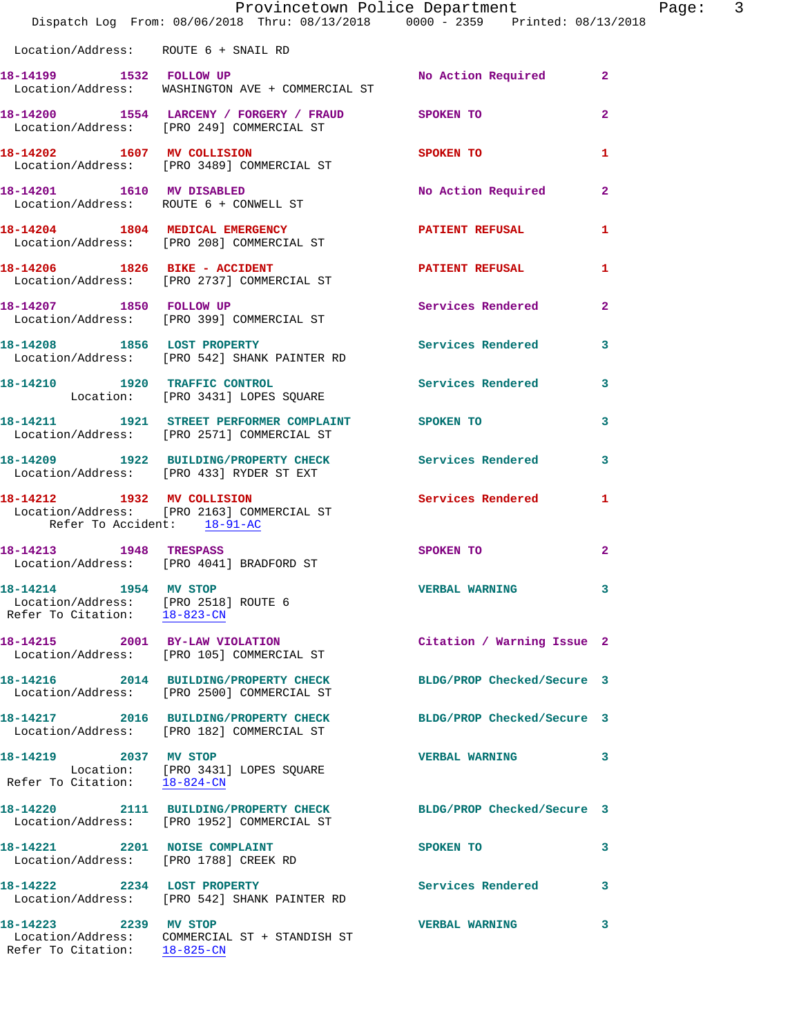Location/Address: ROUTE 6 + SNAIL RD

**18-14199** 1532 **FOLLOW UP** No Action Required 2
Location/Address: WASHINGTON AVE + COMMERCIAL ST

**18-14200** 1554 **LARCENY / FORGERY / FRAUD** SPOKEN TO 2
Location/Address: [PRO 249] COMMERCIAL ST

**18-14202** 1607 **MV COLLISION** SPOKEN TO 1
Location/Address: [PRO 3489] COMMERCIAL ST

**18-14201** 1610 **MV DISABLED** No Action Required 2
Location/Address: ROUTE 6 + CONWELL ST

**18-14204** 1804 **MEDICAL EMERGENCY** PATIENT REFUSAL 1
Location/Address: [PRO 208] COMMERCIAL ST

**18-14206** 1826 **BIKE - ACCIDENT** PATIENT REFUSAL 1
Location/Address: [PRO 2737] COMMERCIAL ST

**18-14207** 1850 **FOLLOW UP** Services Rendered 2
Location/Address: [PRO 399] COMMERCIAL ST

**18-14208** 1856 **LOST PROPERTY** Services Rendered 3
Location/Address: [PRO 542] SHANK PAINTER RD

**18-14210** 1920 **TRAFFIC CONTROL** Services Rendered 3
Location: [PRO 3431] LOPES SQUARE

**18-14211** 1921 **STREET PERFORMER COMPLAINT** SPOKEN TO 3
Location/Address: [PRO 2571] COMMERCIAL ST

**18-14209** 1922 **BUILDING/PROPERTY CHECK** Services Rendered 3
Location/Address: [PRO 433] RYDER ST EXT

**18-14212** 1932 **MV COLLISION** Services Rendered 1
Location/Address: [PRO 2163] COMMERCIAL ST
Refer To Accident: 18-91-AC

**18-14213** 1948 **TRESPASS** SPOKEN TO 2
Location/Address: [PRO 4041] BRADFORD ST

**18-14214** 1954 **MV STOP** VERBAL WARNING 3
Location/Address: [PRO 2518] ROUTE 6
Refer To Citation: 18-823-CN

**18-14215** 2001 **BY-LAW VIOLATION** Citation / Warning Issue 2
Location/Address: [PRO 105] COMMERCIAL ST

**18-14216** 2014 **BUILDING/PROPERTY CHECK** BLDG/PROP Checked/Secure 3
Location/Address: [PRO 2500] COMMERCIAL ST

**18-14217** 2016 **BUILDING/PROPERTY CHECK** BLDG/PROP Checked/Secure 3
Location/Address: [PRO 182] COMMERCIAL ST

**18-14219** 2037 **MV STOP** VERBAL WARNING 3
Location: [PRO 3431] LOPES SQUARE
Refer To Citation: 18-824-CN

**18-14220** 2111 **BUILDING/PROPERTY CHECK** BLDG/PROP Checked/Secure 3
Location/Address: [PRO 1952] COMMERCIAL ST

**18-14221** 2201 **NOISE COMPLAINT** SPOKEN TO 3
Location/Address: [PRO 1788] CREEK RD

**18-14222** 2234 **LOST PROPERTY** Services Rendered 3
Location/Address: [PRO 542] SHANK PAINTER RD

**18-14223** 2239 **MV STOP** VERBAL WARNING 3
Location/Address: COMMERCIAL ST + STANDISH ST
Refer To Citation: 18-825-CN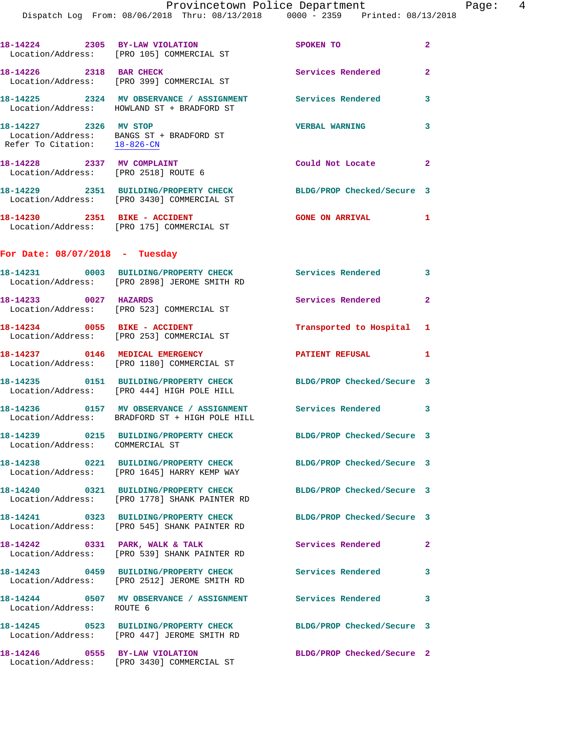18-14224 2305 BY-LAW VIOLATION SPOKEN TO 2
Location/Address: [PRO 105] COMMERCIAL ST

18-14226 2318 BAR CHECK Services Rendered 2
Location/Address: [PRO 399] COMMERCIAL ST

18-14225 2324 MV OBSERVANCE / ASSIGNMENT Services Rendered 3
Location/Address: HOWLAND ST + BRADFORD ST

18-14227 2326 MV STOP VERBAL WARNING 3
Location/Address: BANGS ST + BRADFORD ST
Refer To Citation: 18-826-CN

18-14228 2337 MV COMPLAINT Could Not Locate 2
Location/Address: [PRO 2518] ROUTE 6

18-14229 2351 BUILDING/PROPERTY CHECK BLDG/PROP Checked/Secure 3
Location/Address: [PRO 3430] COMMERCIAL ST

18-14230 2351 BIKE - ACCIDENT GONE ON ARRIVAL 1
Location/Address: [PRO 175] COMMERCIAL ST

## For Date: 08/07/2018 - Tuesday

18-14231 0003 BUILDING/PROPERTY CHECK Services Rendered 3
Location/Address: [PRO 2898] JEROME SMITH RD

18-14233 0027 HAZARDS Services Rendered 2
Location/Address: [PRO 523] COMMERCIAL ST

18-14234 0055 BIKE - ACCIDENT Transported to Hospital 1
Location/Address: [PRO 253] COMMERCIAL ST

18-14237 0146 MEDICAL EMERGENCY PATIENT REFUSAL 1
Location/Address: [PRO 1180] COMMERCIAL ST

18-14235 0151 BUILDING/PROPERTY CHECK BLDG/PROP Checked/Secure 3
Location/Address: [PRO 444] HIGH POLE HILL

18-14236 0157 MV OBSERVANCE / ASSIGNMENT Services Rendered 3
Location/Address: BRADFORD ST + HIGH POLE HILL

18-14239 0215 BUILDING/PROPERTY CHECK BLDG/PROP Checked/Secure 3
Location/Address: COMMERCIAL ST

18-14238 0221 BUILDING/PROPERTY CHECK BLDG/PROP Checked/Secure 3
Location/Address: [PRO 1645] HARRY KEMP WAY

18-14240 0321 BUILDING/PROPERTY CHECK BLDG/PROP Checked/Secure 3
Location/Address: [PRO 1778] SHANK PAINTER RD

18-14241 0323 BUILDING/PROPERTY CHECK BLDG/PROP Checked/Secure 3
Location/Address: [PRO 545] SHANK PAINTER RD

18-14242 0331 PARK, WALK & TALK Services Rendered 2
Location/Address: [PRO 539] SHANK PAINTER RD

18-14243 0459 BUILDING/PROPERTY CHECK Services Rendered 3
Location/Address: [PRO 2512] JEROME SMITH RD

18-14244 0507 MV OBSERVANCE / ASSIGNMENT Services Rendered 3
Location/Address: ROUTE 6

18-14245 0523 BUILDING/PROPERTY CHECK BLDG/PROP Checked/Secure 3
Location/Address: [PRO 447] JEROME SMITH RD

18-14246 0555 BY-LAW VIOLATION BLDG/PROP Checked/Secure 2
Location/Address: [PRO 3430] COMMERCIAL ST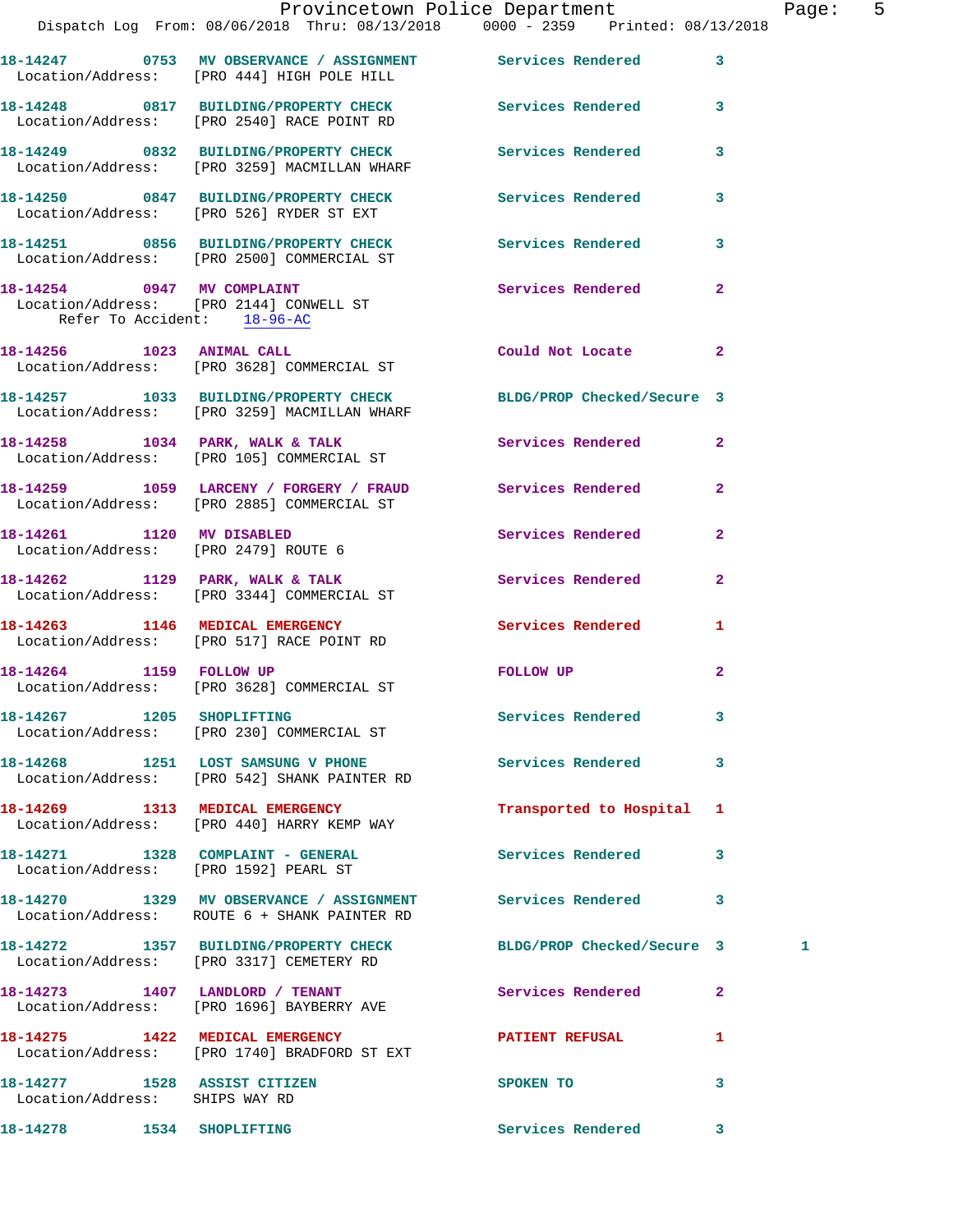18-14247 0753 MV OBSERVANCE / ASSIGNMENT Services Rendered 3
Location/Address: [PRO 444] HIGH POLE HILL

18-14248 0817 BUILDING/PROPERTY CHECK Services Rendered 3
Location/Address: [PRO 2540] RACE POINT RD

18-14249 0832 BUILDING/PROPERTY CHECK Services Rendered 3
Location/Address: [PRO 3259] MACMILLAN WHARF

18-14250 0847 BUILDING/PROPERTY CHECK Services Rendered 3
Location/Address: [PRO 526] RYDER ST EXT

18-14251 0856 BUILDING/PROPERTY CHECK Services Rendered 3
Location/Address: [PRO 2500] COMMERCIAL ST

18-14254 0947 MV COMPLAINT Services Rendered 2
Location/Address: [PRO 2144] CONWELL ST
Refer To Accident: 18-96-AC

18-14256 1023 ANIMAL CALL Could Not Locate 2
Location/Address: [PRO 3628] COMMERCIAL ST

18-14257 1033 BUILDING/PROPERTY CHECK BLDG/PROP Checked/Secure 3
Location/Address: [PRO 3259] MACMILLAN WHARF

18-14258 1034 PARK, WALK & TALK Services Rendered 2
Location/Address: [PRO 105] COMMERCIAL ST

18-14259 1059 LARCENY / FORGERY / FRAUD Services Rendered 2
Location/Address: [PRO 2885] COMMERCIAL ST

18-14261 1120 MV DISABLED Services Rendered 2
Location/Address: [PRO 2479] ROUTE 6

18-14262 1129 PARK, WALK & TALK Services Rendered 2
Location/Address: [PRO 3344] COMMERCIAL ST

18-14263 1146 MEDICAL EMERGENCY Services Rendered 1
Location/Address: [PRO 517] RACE POINT RD

18-14264 1159 FOLLOW UP FOLLOW UP 2
Location/Address: [PRO 3628] COMMERCIAL ST

18-14267 1205 SHOPLIFTING Services Rendered 3
Location/Address: [PRO 230] COMMERCIAL ST

18-14268 1251 LOST SAMSUNG V PHONE Services Rendered 3
Location/Address: [PRO 542] SHANK PAINTER RD

18-14269 1313 MEDICAL EMERGENCY Transported to Hospital 1
Location/Address: [PRO 440] HARRY KEMP WAY

18-14271 1328 COMPLAINT - GENERAL Services Rendered 3
Location/Address: [PRO 1592] PEARL ST

18-14270 1329 MV OBSERVANCE / ASSIGNMENT Services Rendered 3
Location/Address: ROUTE 6 + SHANK PAINTER RD

18-14272 1357 BUILDING/PROPERTY CHECK BLDG/PROP Checked/Secure 3 1
Location/Address: [PRO 3317] CEMETERY RD

18-14273 1407 LANDLORD / TENANT Services Rendered 2
Location/Address: [PRO 1696] BAYBERRY AVE

18-14275 1422 MEDICAL EMERGENCY PATIENT REFUSAL 1
Location/Address: [PRO 1740] BRADFORD ST EXT

18-14277 1528 ASSIST CITIZEN SPOKEN TO 3
Location/Address: SHIPS WAY RD

18-14278 1534 SHOPLIFTING Services Rendered 3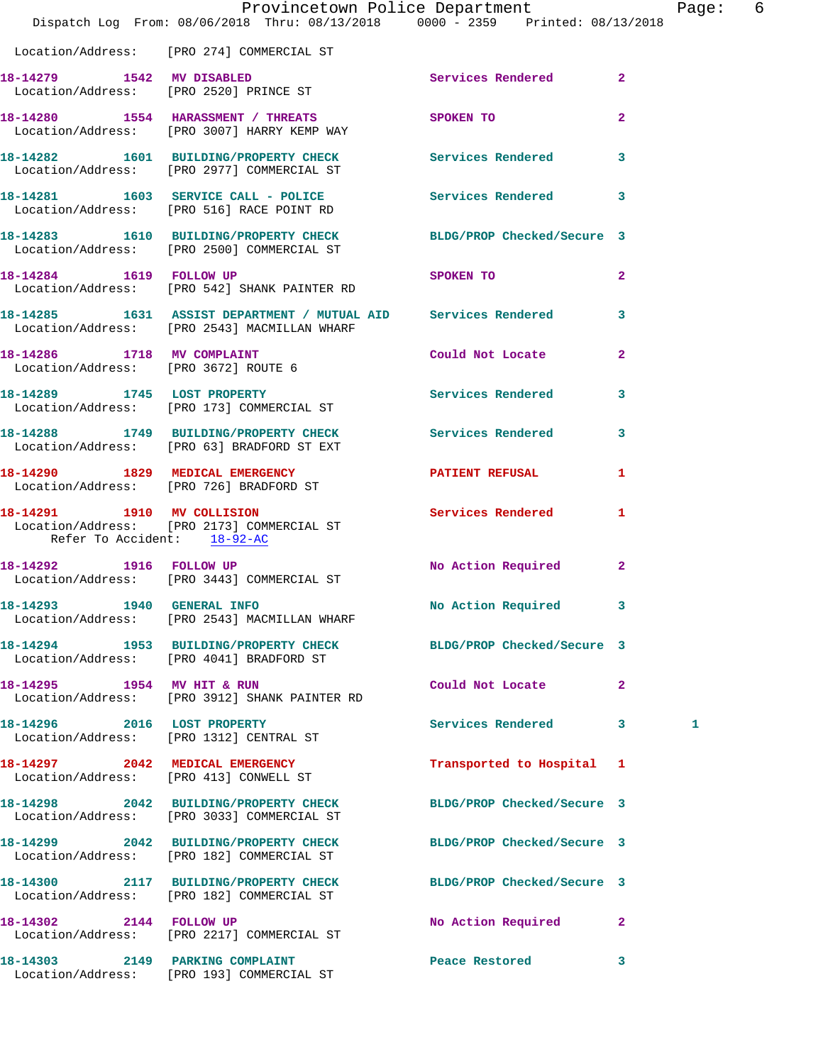Location/Address: [PRO 274] COMMERCIAL ST

**18-14279 1542 MV DISABLED** Services Rendered 2
Location/Address: [PRO 2520] PRINCE ST

**18-14280 1554 HARASSMENT / THREATS** SPOKEN TO 2
Location/Address: [PRO 3007] HARRY KEMP WAY

**18-14282 1601 BUILDING/PROPERTY CHECK** Services Rendered 3
Location/Address: [PRO 2977] COMMERCIAL ST

**18-14281 1603 SERVICE CALL - POLICE** Services Rendered 3
Location/Address: [PRO 516] RACE POINT RD

**18-14283 1610 BUILDING/PROPERTY CHECK** BLDG/PROP Checked/Secure 3
Location/Address: [PRO 2500] COMMERCIAL ST

**18-14284 1619 FOLLOW UP** SPOKEN TO 2
Location/Address: [PRO 542] SHANK PAINTER RD

**18-14285 1631 ASSIST DEPARTMENT / MUTUAL AID** Services Rendered 3
Location/Address: [PRO 2543] MACMILLAN WHARF

**18-14286 1718 MV COMPLAINT** Could Not Locate 2
Location/Address: [PRO 3672] ROUTE 6

**18-14289 1745 LOST PROPERTY** Services Rendered 3
Location/Address: [PRO 173] COMMERCIAL ST

**18-14288 1749 BUILDING/PROPERTY CHECK** Services Rendered 3
Location/Address: [PRO 63] BRADFORD ST EXT

**18-14290 1829 MEDICAL EMERGENCY** PATIENT REFUSAL 1
Location/Address: [PRO 726] BRADFORD ST

**18-14291 1910 MV COLLISION** Services Rendered 1
Location/Address: [PRO 2173] COMMERCIAL ST
Refer To Accident: 18-92-AC

**18-14292 1916 FOLLOW UP** No Action Required 2
Location/Address: [PRO 3443] COMMERCIAL ST

**18-14293 1940 GENERAL INFO** No Action Required 3
Location/Address: [PRO 2543] MACMILLAN WHARF

**18-14294 1953 BUILDING/PROPERTY CHECK** BLDG/PROP Checked/Secure 3
Location/Address: [PRO 4041] BRADFORD ST

**18-14295 1954 MV HIT & RUN** Could Not Locate 2
Location/Address: [PRO 3912] SHANK PAINTER RD

**18-14296 2016 LOST PROPERTY** Services Rendered 3 1
Location/Address: [PRO 1312] CENTRAL ST

**18-14297 2042 MEDICAL EMERGENCY** Transported to Hospital 1
Location/Address: [PRO 413] CONWELL ST

**18-14298 2042 BUILDING/PROPERTY CHECK** BLDG/PROP Checked/Secure 3
Location/Address: [PRO 3033] COMMERCIAL ST

**18-14299 2042 BUILDING/PROPERTY CHECK** BLDG/PROP Checked/Secure 3
Location/Address: [PRO 182] COMMERCIAL ST

**18-14300 2117 BUILDING/PROPERTY CHECK** BLDG/PROP Checked/Secure 3
Location/Address: [PRO 182] COMMERCIAL ST

**18-14302 2144 FOLLOW UP** No Action Required 2
Location/Address: [PRO 2217] COMMERCIAL ST

**18-14303 2149 PARKING COMPLAINT** Peace Restored 3
Location/Address: [PRO 193] COMMERCIAL ST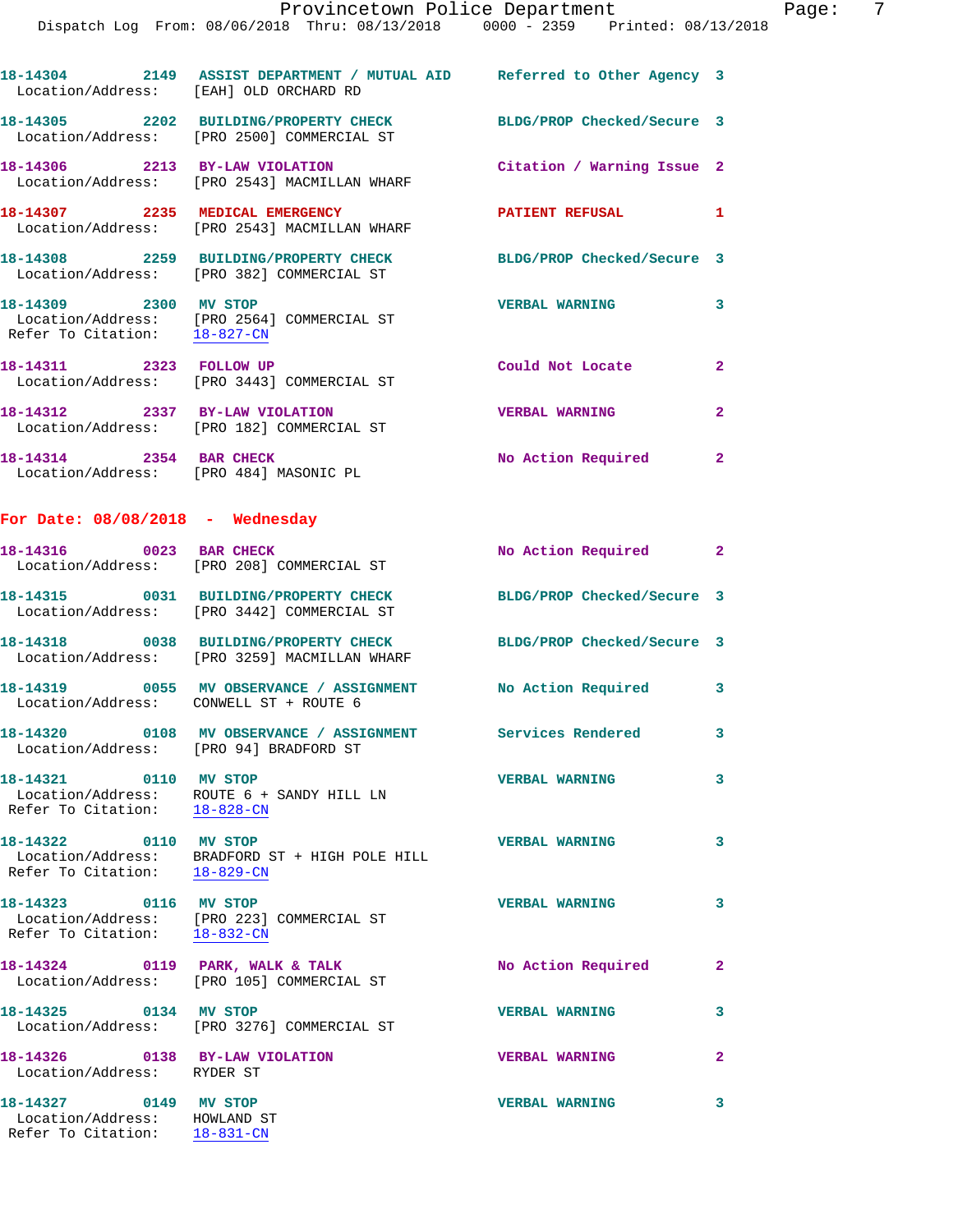18-14304 2149 ASSIST DEPARTMENT / MUTUAL AID Referred to Other Agency 3
Location/Address: [EAH] OLD ORCHARD RD

18-14305 2202 BUILDING/PROPERTY CHECK BLDG/PROP Checked/Secure 3
Location/Address: [PRO 2500] COMMERCIAL ST

18-14306 2213 BY-LAW VIOLATION Citation / Warning Issue 2
Location/Address: [PRO 2543] MACMILLAN WHARF

18-14307 2235 MEDICAL EMERGENCY PATIENT REFUSAL 1
Location/Address: [PRO 2543] MACMILLAN WHARF

18-14308 2259 BUILDING/PROPERTY CHECK BLDG/PROP Checked/Secure 3
Location/Address: [PRO 382] COMMERCIAL ST

18-14309 2300 MV STOP VERBAL WARNING 3
Location/Address: [PRO 2564] COMMERCIAL ST
Refer To Citation: 18-827-CN

18-14311 2323 FOLLOW UP Could Not Locate 2
Location/Address: [PRO 3443] COMMERCIAL ST

18-14312 2337 BY-LAW VIOLATION VERBAL WARNING 2
Location/Address: [PRO 182] COMMERCIAL ST

18-14314 2354 BAR CHECK No Action Required 2
Location/Address: [PRO 484] MASONIC PL

## For Date: 08/08/2018 - Wednesday

18-14316 0023 BAR CHECK No Action Required 2
Location/Address: [PRO 208] COMMERCIAL ST

18-14315 0031 BUILDING/PROPERTY CHECK BLDG/PROP Checked/Secure 3
Location/Address: [PRO 3442] COMMERCIAL ST

18-14318 0038 BUILDING/PROPERTY CHECK BLDG/PROP Checked/Secure 3
Location/Address: [PRO 3259] MACMILLAN WHARF

18-14319 0055 MV OBSERVANCE / ASSIGNMENT No Action Required 3
Location/Address: CONWELL ST + ROUTE 6

18-14320 0108 MV OBSERVANCE / ASSIGNMENT Services Rendered 3
Location/Address: [PRO 94] BRADFORD ST

18-14321 0110 MV STOP VERBAL WARNING 3
Location/Address: ROUTE 6 + SANDY HILL LN
Refer To Citation: 18-828-CN

18-14322 0110 MV STOP VERBAL WARNING 3
Location/Address: BRADFORD ST + HIGH POLE HILL
Refer To Citation: 18-829-CN

18-14323 0116 MV STOP VERBAL WARNING 3
Location/Address: [PRO 223] COMMERCIAL ST
Refer To Citation: 18-832-CN

18-14324 0119 PARK, WALK & TALK No Action Required 2
Location/Address: [PRO 105] COMMERCIAL ST

18-14325 0134 MV STOP VERBAL WARNING 3
Location/Address: [PRO 3276] COMMERCIAL ST

18-14326 0138 BY-LAW VIOLATION VERBAL WARNING 2
Location/Address: RYDER ST

18-14327 0149 MV STOP VERBAL WARNING 3
Location/Address: HOWLAND ST
Refer To Citation: 18-831-CN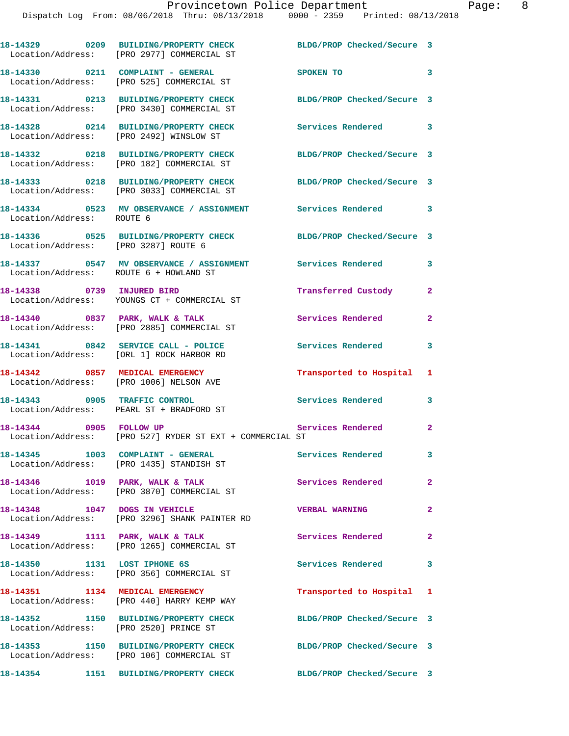18-14329 0209 BUILDING/PROPERTY CHECK BLDG/PROP Checked/Secure 3
Location/Address: [PRO 2977] COMMERCIAL ST

18-14330 0211 COMPLAINT - GENERAL SPOKEN TO 3
Location/Address: [PRO 525] COMMERCIAL ST

18-14331 0213 BUILDING/PROPERTY CHECK BLDG/PROP Checked/Secure 3
Location/Address: [PRO 3430] COMMERCIAL ST

18-14328 0214 BUILDING/PROPERTY CHECK Services Rendered 3
Location/Address: [PRO 2492] WINSLOW ST

18-14332 0218 BUILDING/PROPERTY CHECK BLDG/PROP Checked/Secure 3
Location/Address: [PRO 182] COMMERCIAL ST

18-14333 0218 BUILDING/PROPERTY CHECK BLDG/PROP Checked/Secure 3
Location/Address: [PRO 3033] COMMERCIAL ST

18-14334 0523 MV OBSERVANCE / ASSIGNMENT Services Rendered 3
Location/Address: ROUTE 6

18-14336 0525 BUILDING/PROPERTY CHECK BLDG/PROP Checked/Secure 3
Location/Address: [PRO 3287] ROUTE 6

18-14337 0547 MV OBSERVANCE / ASSIGNMENT Services Rendered 3
Location/Address: ROUTE 6 + HOWLAND ST

18-14338 0739 INJURED BIRD Transferred Custody 2
Location/Address: YOUNGS CT + COMMERCIAL ST

18-14340 0837 PARK, WALK & TALK Services Rendered 2
Location/Address: [PRO 2885] COMMERCIAL ST

18-14341 0842 SERVICE CALL - POLICE Services Rendered 3
Location/Address: [ORL 1] ROCK HARBOR RD

18-14342 0857 MEDICAL EMERGENCY Transported to Hospital 1
Location/Address: [PRO 1006] NELSON AVE

18-14343 0905 TRAFFIC CONTROL Services Rendered 3
Location/Address: PEARL ST + BRADFORD ST

18-14344 0905 FOLLOW UP Services Rendered 2
Location/Address: [PRO 527] RYDER ST EXT + COMMERCIAL ST

18-14345 1003 COMPLAINT - GENERAL Services Rendered 3
Location/Address: [PRO 1435] STANDISH ST

18-14346 1019 PARK, WALK & TALK Services Rendered 2
Location/Address: [PRO 3870] COMMERCIAL ST

18-14348 1047 DOGS IN VEHICLE VERBAL WARNING 2
Location/Address: [PRO 3296] SHANK PAINTER RD

18-14349 1111 PARK, WALK & TALK Services Rendered 2
Location/Address: [PRO 1265] COMMERCIAL ST

18-14350 1131 LOST IPHONE 6S Services Rendered 3
Location/Address: [PRO 356] COMMERCIAL ST

18-14351 1134 MEDICAL EMERGENCY Transported to Hospital 1
Location/Address: [PRO 440] HARRY KEMP WAY

18-14352 1150 BUILDING/PROPERTY CHECK BLDG/PROP Checked/Secure 3
Location/Address: [PRO 2520] PRINCE ST

18-14353 1150 BUILDING/PROPERTY CHECK BLDG/PROP Checked/Secure 3
Location/Address: [PRO 106] COMMERCIAL ST

18-14354 1151 BUILDING/PROPERTY CHECK BLDG/PROP Checked/Secure 3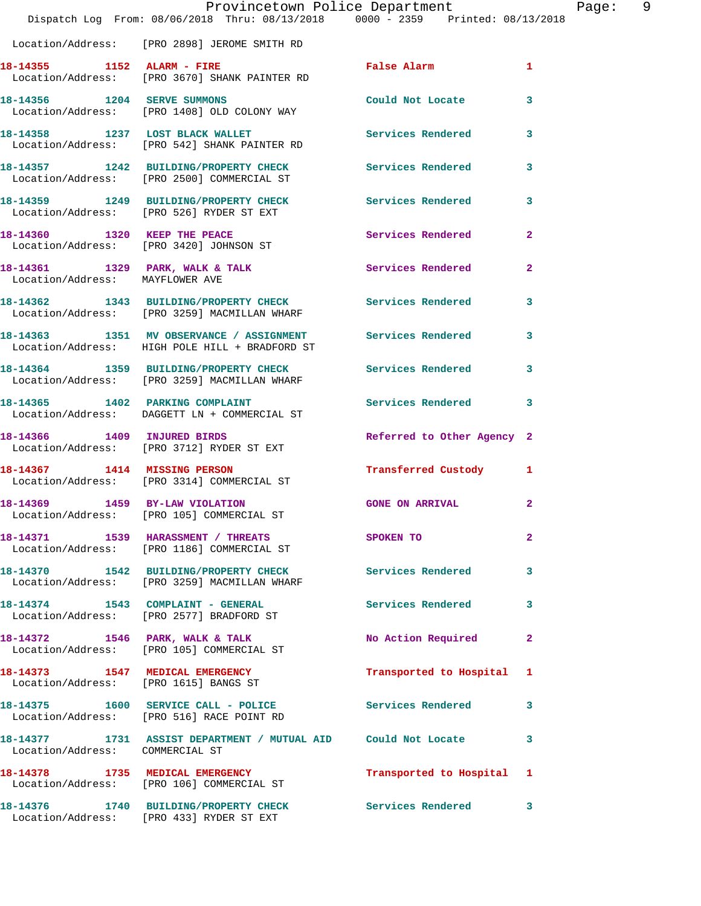Location/Address: [PRO 2898] JEROME SMITH RD

| Call Number | Time | Call Reason | Action | Priority |
|---|---|---|---|---|
| 18-14355 | 1152 | ALARM - FIRE | False Alarm | 1 |
| | | Location/Address: [PRO 3670] SHANK PAINTER RD | | |
| 18-14356 | 1204 | SERVE SUMMONS | Could Not Locate | 3 |
| | | Location/Address: [PRO 1408] OLD COLONY WAY | | |
| 18-14358 | 1237 | LOST BLACK WALLET | Services Rendered | 3 |
| | | Location/Address: [PRO 542] SHANK PAINTER RD | | |
| 18-14357 | 1242 | BUILDING/PROPERTY CHECK | Services Rendered | 3 |
| | | Location/Address: [PRO 2500] COMMERCIAL ST | | |
| 18-14359 | 1249 | BUILDING/PROPERTY CHECK | Services Rendered | 3 |
| | | Location/Address: [PRO 526] RYDER ST EXT | | |
| 18-14360 | 1320 | KEEP THE PEACE | Services Rendered | 2 |
| | | Location/Address: [PRO 3420] JOHNSON ST | | |
| 18-14361 | 1329 | PARK, WALK & TALK | Services Rendered | 2 |
| | | Location/Address: MAYFLOWER AVE | | |
| 18-14362 | 1343 | BUILDING/PROPERTY CHECK | Services Rendered | 3 |
| | | Location/Address: [PRO 3259] MACMILLAN WHARF | | |
| 18-14363 | 1351 | MV OBSERVANCE / ASSIGNMENT | Services Rendered | 3 |
| | | Location/Address: HIGH POLE HILL + BRADFORD ST | | |
| 18-14364 | 1359 | BUILDING/PROPERTY CHECK | Services Rendered | 3 |
| | | Location/Address: [PRO 3259] MACMILLAN WHARF | | |
| 18-14365 | 1402 | PARKING COMPLAINT | Services Rendered | 3 |
| | | Location/Address: DAGGETT LN + COMMERCIAL ST | | |
| 18-14366 | 1409 | INJURED BIRDS | Referred to Other Agency | 2 |
| | | Location/Address: [PRO 3712] RYDER ST EXT | | |
| 18-14367 | 1414 | MISSING PERSON | Transferred Custody | 1 |
| | | Location/Address: [PRO 3314] COMMERCIAL ST | | |
| 18-14369 | 1459 | BY-LAW VIOLATION | GONE ON ARRIVAL | 2 |
| | | Location/Address: [PRO 105] COMMERCIAL ST | | |
| 18-14371 | 1539 | HARASSMENT / THREATS | SPOKEN TO | 2 |
| | | Location/Address: [PRO 1186] COMMERCIAL ST | | |
| 18-14370 | 1542 | BUILDING/PROPERTY CHECK | Services Rendered | 3 |
| | | Location/Address: [PRO 3259] MACMILLAN WHARF | | |
| 18-14374 | 1543 | COMPLAINT - GENERAL | Services Rendered | 3 |
| | | Location/Address: [PRO 2577] BRADFORD ST | | |
| 18-14372 | 1546 | PARK, WALK & TALK | No Action Required | 2 |
| | | Location/Address: [PRO 105] COMMERCIAL ST | | |
| 18-14373 | 1547 | MEDICAL EMERGENCY | Transported to Hospital | 1 |
| | | Location/Address: [PRO 1615] BANGS ST | | |
| 18-14375 | 1600 | SERVICE CALL - POLICE | Services Rendered | 3 |
| | | Location/Address: [PRO 516] RACE POINT RD | | |
| 18-14377 | 1731 | ASSIST DEPARTMENT / MUTUAL AID | Could Not Locate | 3 |
| | | Location/Address: COMMERCIAL ST | | |
| 18-14378 | 1735 | MEDICAL EMERGENCY | Transported to Hospital | 1 |
| | | Location/Address: [PRO 106] COMMERCIAL ST | | |
| 18-14376 | 1740 | BUILDING/PROPERTY CHECK | Services Rendered | 3 |
| | | Location/Address: [PRO 433] RYDER ST EXT | | |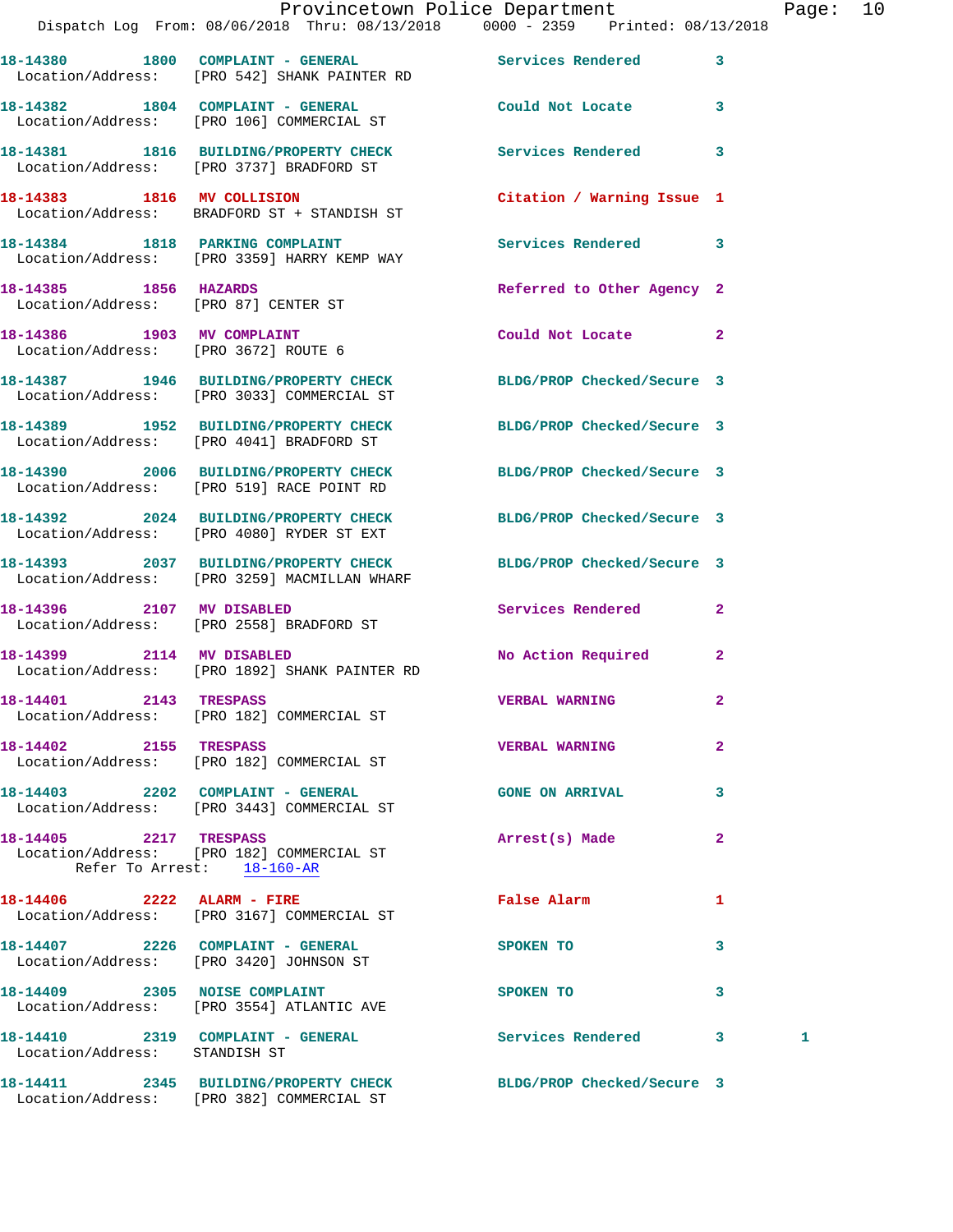**18-14380 1800 COMPLAINT - GENERAL** Services Rendered 3
Location/Address: [PRO 542] SHANK PAINTER RD

**18-14382 1804 COMPLAINT - GENERAL** Could Not Locate 3
Location/Address: [PRO 106] COMMERCIAL ST

**18-14381 1816 BUILDING/PROPERTY CHECK** Services Rendered 3
Location/Address: [PRO 3737] BRADFORD ST

**18-14383 1816 MV COLLISION** Citation / Warning Issue 1
Location/Address: BRADFORD ST + STANDISH ST

**18-14384 1818 PARKING COMPLAINT** Services Rendered 3
Location/Address: [PRO 3359] HARRY KEMP WAY

**18-14385 1856 HAZARDS** Referred to Other Agency 2
Location/Address: [PRO 87] CENTER ST

**18-14386 1903 MV COMPLAINT** Could Not Locate 2
Location/Address: [PRO 3672] ROUTE 6

**18-14387 1946 BUILDING/PROPERTY CHECK** BLDG/PROP Checked/Secure 3
Location/Address: [PRO 3033] COMMERCIAL ST

**18-14389 1952 BUILDING/PROPERTY CHECK** BLDG/PROP Checked/Secure 3
Location/Address: [PRO 4041] BRADFORD ST

**18-14390 2006 BUILDING/PROPERTY CHECK** BLDG/PROP Checked/Secure 3
Location/Address: [PRO 519] RACE POINT RD

**18-14392 2024 BUILDING/PROPERTY CHECK** BLDG/PROP Checked/Secure 3
Location/Address: [PRO 4080] RYDER ST EXT

**18-14393 2037 BUILDING/PROPERTY CHECK** BLDG/PROP Checked/Secure 3
Location/Address: [PRO 3259] MACMILLAN WHARF

**18-14396 2107 MV DISABLED** Services Rendered 2
Location/Address: [PRO 2558] BRADFORD ST

**18-14399 2114 MV DISABLED** No Action Required 2
Location/Address: [PRO 1892] SHANK PAINTER RD

**18-14401 2143 TRESPASS** VERBAL WARNING 2
Location/Address: [PRO 182] COMMERCIAL ST

**18-14402 2155 TRESPASS** VERBAL WARNING 2
Location/Address: [PRO 182] COMMERCIAL ST

**18-14403 2202 COMPLAINT - GENERAL** GONE ON ARRIVAL 3
Location/Address: [PRO 3443] COMMERCIAL ST

**18-14405 2217 TRESPASS** Arrest(s) Made 2
Location/Address: [PRO 182] COMMERCIAL ST
Refer To Arrest: 18-160-AR

**18-14406 2222 ALARM - FIRE** False Alarm 1
Location/Address: [PRO 3167] COMMERCIAL ST

**18-14407 2226 COMPLAINT - GENERAL** SPOKEN TO 3
Location/Address: [PRO 3420] JOHNSON ST

**18-14409 2305 NOISE COMPLAINT** SPOKEN TO 3
Location/Address: [PRO 3554] ATLANTIC AVE

**18-14410 2319 COMPLAINT - GENERAL** Services Rendered 3 1
Location/Address: STANDISH ST

**18-14411 2345 BUILDING/PROPERTY CHECK** BLDG/PROP Checked/Secure 3
Location/Address: [PRO 382] COMMERCIAL ST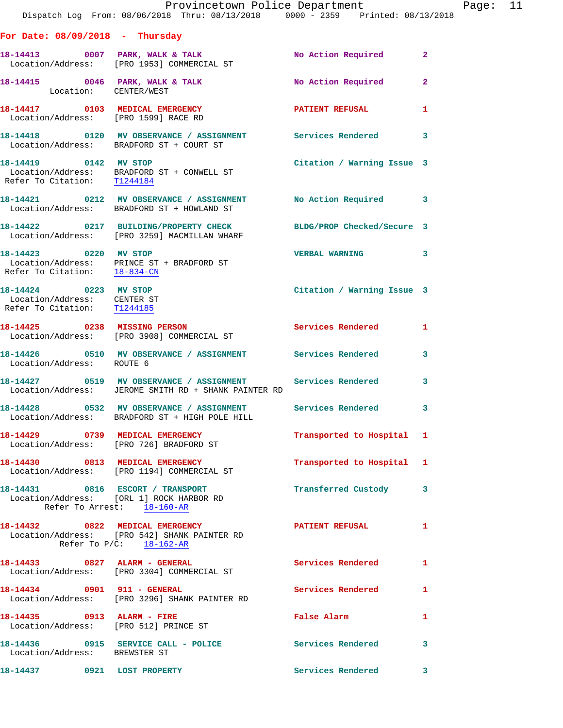Provincetown Police Department
Dispatch Log From: 08/06/2018 Thru: 08/13/2018 0000 - 2359 Printed: 08/13/2018

## For Date: 08/09/2018 - Thursday

**18-14413** 0007 **PARK, WALK & TALK** No Action Required 2
Location/Address: [PRO 1953] COMMERCIAL ST

**18-14415** 0046 **PARK, WALK & TALK** No Action Required 2
Location: CENTER/WEST

**18-14417** 0103 **MEDICAL EMERGENCY** PATIENT REFUSAL 1
Location/Address: [PRO 1599] RACE RD

**18-14418** 0120 **MV OBSERVANCE / ASSIGNMENT** Services Rendered 3
Location/Address: BRADFORD ST + COURT ST

**18-14419** 0142 **MV STOP** Citation / Warning Issue 3
Location/Address: BRADFORD ST + CONWELL ST
Refer To Citation: T1244184

**18-14421** 0212 **MV OBSERVANCE / ASSIGNMENT** No Action Required 3
Location/Address: BRADFORD ST + HOWLAND ST

**18-14422** 0217 **BUILDING/PROPERTY CHECK** BLDG/PROP Checked/Secure 3
Location/Address: [PRO 3259] MACMILLAN WHARF

**18-14423** 0220 **MV STOP** VERBAL WARNING 3
Location/Address: PRINCE ST + BRADFORD ST
Refer To Citation: 18-834-CN

**18-14424** 0223 **MV STOP** Citation / Warning Issue 3
Location/Address: CENTER ST
Refer To Citation: T1244185

**18-14425** 0238 **MISSING PERSON** Services Rendered 1
Location/Address: [PRO 3908] COMMERCIAL ST

**18-14426** 0510 **MV OBSERVANCE / ASSIGNMENT** Services Rendered 3
Location/Address: ROUTE 6

**18-14427** 0519 **MV OBSERVANCE / ASSIGNMENT** Services Rendered 3
Location/Address: JEROME SMITH RD + SHANK PAINTER RD

**18-14428** 0532 **MV OBSERVANCE / ASSIGNMENT** Services Rendered 3
Location/Address: BRADFORD ST + HIGH POLE HILL

**18-14429** 0739 **MEDICAL EMERGENCY** Transported to Hospital 1
Location/Address: [PRO 726] BRADFORD ST

**18-14430** 0813 **MEDICAL EMERGENCY** Transported to Hospital 1
Location/Address: [PRO 1194] COMMERCIAL ST

**18-14431** 0816 **ESCORT / TRANSPORT** Transferred Custody 3
Location/Address: [ORL 1] ROCK HARBOR RD
Refer To Arrest: 18-160-AR

**18-14432** 0822 **MEDICAL EMERGENCY** PATIENT REFUSAL 1
Location/Address: [PRO 542] SHANK PAINTER RD
Refer To P/C: 18-162-AR

**18-14433** 0827 **ALARM - GENERAL** Services Rendered 1
Location/Address: [PRO 3304] COMMERCIAL ST

**18-14434** 0901 **911 - GENERAL** Services Rendered 1
Location/Address: [PRO 3296] SHANK PAINTER RD

**18-14435** 0913 **ALARM - FIRE** False Alarm 1
Location/Address: [PRO 512] PRINCE ST

**18-14436** 0915 **SERVICE CALL - POLICE** Services Rendered 3
Location/Address: BREWSTER ST

**18-14437** 0921 **LOST PROPERTY** Services Rendered 3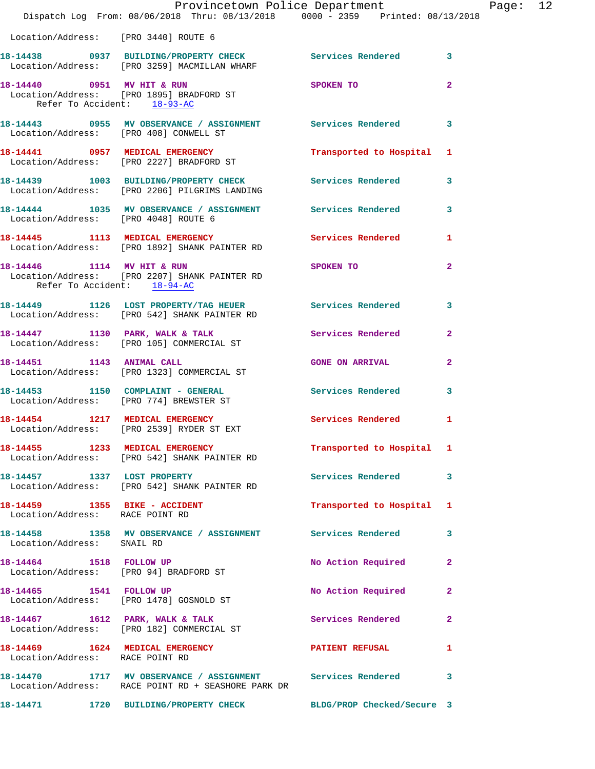Location/Address: [PRO 3440] ROUTE 6

18-14438 0937 BUILDING/PROPERTY CHECK Services Rendered 3
Location/Address: [PRO 3259] MACMILLAN WHARF

18-14440 0951 MV HIT & RUN SPOKEN TO 2
Location/Address: [PRO 1895] BRADFORD ST
Refer To Accident: 18-93-AC

18-14443 0955 MV OBSERVANCE / ASSIGNMENT Services Rendered 3
Location/Address: [PRO 408] CONWELL ST

18-14441 0957 MEDICAL EMERGENCY Transported to Hospital 1
Location/Address: [PRO 2227] BRADFORD ST

18-14439 1003 BUILDING/PROPERTY CHECK Services Rendered 3
Location/Address: [PRO 2206] PILGRIMS LANDING

18-14444 1035 MV OBSERVANCE / ASSIGNMENT Services Rendered 3
Location/Address: [PRO 4048] ROUTE 6

18-14445 1113 MEDICAL EMERGENCY Services Rendered 1
Location/Address: [PRO 1892] SHANK PAINTER RD

18-14446 1114 MV HIT & RUN SPOKEN TO 2
Location/Address: [PRO 2207] SHANK PAINTER RD
Refer To Accident: 18-94-AC

18-14449 1126 LOST PROPERTY/TAG HEUER Services Rendered 3
Location/Address: [PRO 542] SHANK PAINTER RD

18-14447 1130 PARK, WALK & TALK Services Rendered 2
Location/Address: [PRO 105] COMMERCIAL ST

18-14451 1143 ANIMAL CALL GONE ON ARRIVAL 2
Location/Address: [PRO 1323] COMMERCIAL ST

18-14453 1150 COMPLAINT - GENERAL Services Rendered 3
Location/Address: [PRO 774] BREWSTER ST

18-14454 1217 MEDICAL EMERGENCY Services Rendered 1
Location/Address: [PRO 2539] RYDER ST EXT

18-14455 1233 MEDICAL EMERGENCY Transported to Hospital 1
Location/Address: [PRO 542] SHANK PAINTER RD

18-14457 1337 LOST PROPERTY Services Rendered 3
Location/Address: [PRO 542] SHANK PAINTER RD

18-14459 1355 BIKE - ACCIDENT Transported to Hospital 1
Location/Address: RACE POINT RD

18-14458 1358 MV OBSERVANCE / ASSIGNMENT Services Rendered 3
Location/Address: SNAIL RD

18-14464 1518 FOLLOW UP No Action Required 2
Location/Address: [PRO 94] BRADFORD ST

18-14465 1541 FOLLOW UP No Action Required 2
Location/Address: [PRO 1478] GOSNOLD ST

18-14467 1612 PARK, WALK & TALK Services Rendered 2
Location/Address: [PRO 182] COMMERCIAL ST

18-14469 1624 MEDICAL EMERGENCY PATIENT REFUSAL 1
Location/Address: RACE POINT RD

18-14470 1717 MV OBSERVANCE / ASSIGNMENT Services Rendered 3
Location/Address: RACE POINT RD + SEASHORE PARK DR

18-14471 1720 BUILDING/PROPERTY CHECK BLDG/PROP Checked/Secure 3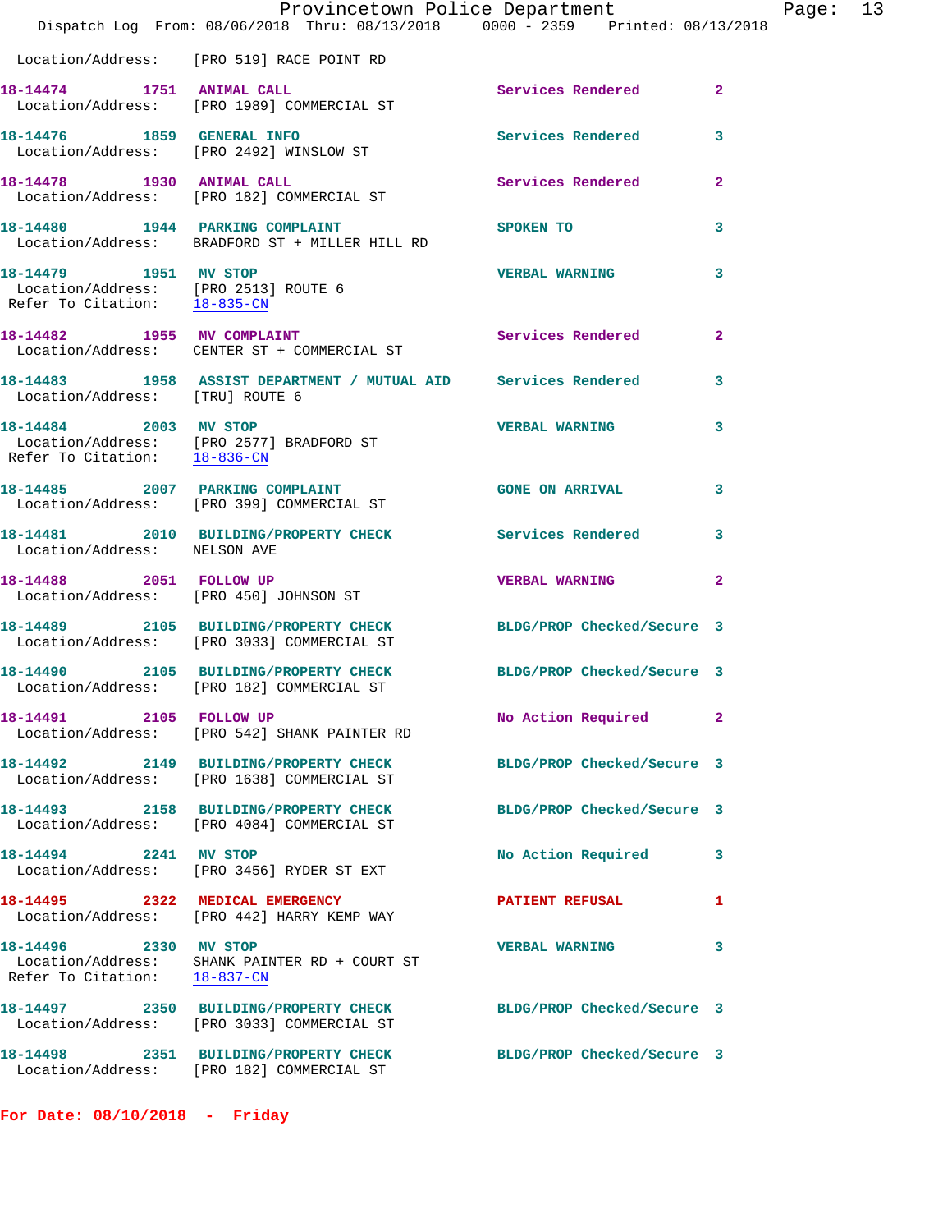Location/Address: [PRO 519] RACE POINT RD

| Call # | Time | Call Type | Action | Priority |
|---|---|---|---|---|
| 18-14474 | 1751 | ANIMAL CALL | Services Rendered | 2 |

Location/Address: [PRO 1989] COMMERCIAL ST

**18-14476** 1859 **GENERAL INFO** — Services Rendered — 3
Location/Address: [PRO 2492] WINSLOW ST

**18-14478** 1930 **ANIMAL CALL** — Services Rendered — 2
Location/Address: [PRO 182] COMMERCIAL ST

**18-14480** 1944 **PARKING COMPLAINT** — SPOKEN TO — 3
Location/Address: BRADFORD ST + MILLER HILL RD

**18-14479** 1951 **MV STOP** — VERBAL WARNING — 3
Location/Address: [PRO 2513] ROUTE 6
Refer To Citation: 18-835-CN

**18-14482** 1955 **MV COMPLAINT** — Services Rendered — 2
Location/Address: CENTER ST + COMMERCIAL ST

**18-14483** 1958 **ASSIST DEPARTMENT / MUTUAL AID** — Services Rendered — 3
Location/Address: [TRU] ROUTE 6

**18-14484** 2003 **MV STOP** — VERBAL WARNING — 3
Location/Address: [PRO 2577] BRADFORD ST
Refer To Citation: 18-836-CN

**18-14485** 2007 **PARKING COMPLAINT** — GONE ON ARRIVAL — 3
Location/Address: [PRO 399] COMMERCIAL ST

**18-14481** 2010 **BUILDING/PROPERTY CHECK** — Services Rendered — 3
Location/Address: NELSON AVE

**18-14488** 2051 **FOLLOW UP** — VERBAL WARNING — 2
Location/Address: [PRO 450] JOHNSON ST

**18-14489** 2105 **BUILDING/PROPERTY CHECK** — BLDG/PROP Checked/Secure — 3
Location/Address: [PRO 3033] COMMERCIAL ST

**18-14490** 2105 **BUILDING/PROPERTY CHECK** — BLDG/PROP Checked/Secure — 3
Location/Address: [PRO 182] COMMERCIAL ST

**18-14491** 2105 **FOLLOW UP** — No Action Required — 2
Location/Address: [PRO 542] SHANK PAINTER RD

**18-14492** 2149 **BUILDING/PROPERTY CHECK** — BLDG/PROP Checked/Secure — 3
Location/Address: [PRO 1638] COMMERCIAL ST

**18-14493** 2158 **BUILDING/PROPERTY CHECK** — BLDG/PROP Checked/Secure — 3
Location/Address: [PRO 4084] COMMERCIAL ST

**18-14494** 2241 **MV STOP** — No Action Required — 3
Location/Address: [PRO 3456] RYDER ST EXT

**18-14495** 2322 **MEDICAL EMERGENCY** — PATIENT REFUSAL — 1
Location/Address: [PRO 442] HARRY KEMP WAY

**18-14496** 2330 **MV STOP** — VERBAL WARNING — 3
Location/Address: SHANK PAINTER RD + COURT ST
Refer To Citation: 18-837-CN

**18-14497** 2350 **BUILDING/PROPERTY CHECK** — BLDG/PROP Checked/Secure — 3
Location/Address: [PRO 3033] COMMERCIAL ST

**18-14498** 2351 **BUILDING/PROPERTY CHECK** — BLDG/PROP Checked/Secure — 3
Location/Address: [PRO 182] COMMERCIAL ST

**For Date: 08/10/2018 - Friday**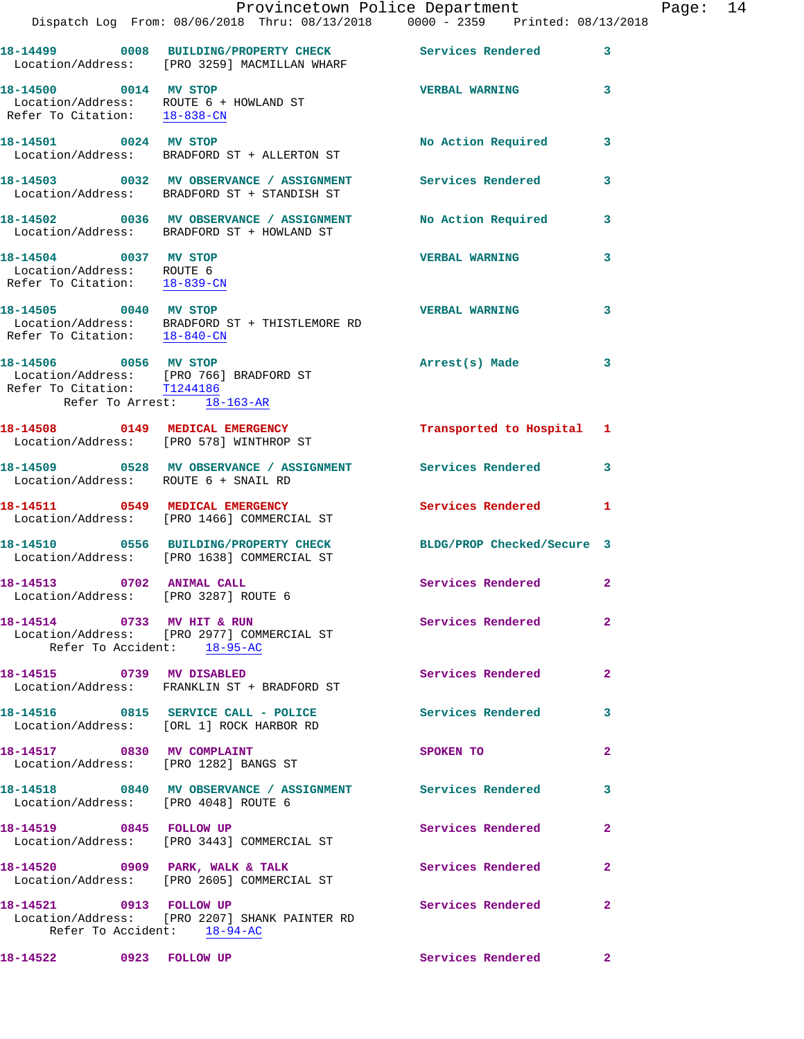```
18-14499        0008   BUILDING/PROPERTY CHECK           Services Rendered        3
  Location/Address:    [PRO 3259] MACMILLAN WHARF

18-14500        0014   MV STOP                           VERBAL WARNING           3
  Location/Address:    ROUTE 6 + HOWLAND ST
 Refer To Citation:    18-838-CN

18-14501        0024   MV STOP                           No Action Required       3
  Location/Address:    BRADFORD ST + ALLERTON ST

18-14503        0032   MV OBSERVANCE / ASSIGNMENT        Services Rendered        3
  Location/Address:    BRADFORD ST + STANDISH ST

18-14502        0036   MV OBSERVANCE / ASSIGNMENT        No Action Required       3
  Location/Address:    BRADFORD ST + HOWLAND ST

18-14504        0037   MV STOP                           VERBAL WARNING           3
  Location/Address:    ROUTE 6
 Refer To Citation:    18-839-CN

18-14505        0040   MV STOP                           VERBAL WARNING           3
  Location/Address:    BRADFORD ST + THISTLEMORE RD
 Refer To Citation:    18-840-CN

18-14506        0056   MV STOP                           Arrest(s) Made           3
  Location/Address:    [PRO 766] BRADFORD ST
 Refer To Citation:    T1244186
         Refer To Arrest:    18-163-AR

18-14508        0149   MEDICAL EMERGENCY                 Transported to Hospital  1
  Location/Address:    [PRO 578] WINTHROP ST

18-14509        0528   MV OBSERVANCE / ASSIGNMENT        Services Rendered        3
  Location/Address:    ROUTE 6 + SNAIL RD

18-14511        0549   MEDICAL EMERGENCY                 Services Rendered        1
  Location/Address:    [PRO 1466] COMMERCIAL ST

18-14510        0556   BUILDING/PROPERTY CHECK           BLDG/PROP Checked/Secure 3
  Location/Address:    [PRO 1638] COMMERCIAL ST

18-14513        0702   ANIMAL CALL                       Services Rendered        2
  Location/Address:    [PRO 3287] ROUTE 6

18-14514        0733   MV HIT & RUN                      Services Rendered        2
  Location/Address:    [PRO 2977] COMMERCIAL ST
       Refer To Accident:    18-95-AC

18-14515        0739   MV DISABLED                       Services Rendered        2
  Location/Address:    FRANKLIN ST + BRADFORD ST

18-14516        0815   SERVICE CALL - POLICE             Services Rendered        3
  Location/Address:    [ORL 1] ROCK HARBOR RD

18-14517        0830   MV COMPLAINT                      SPOKEN TO                2
  Location/Address:    [PRO 1282] BANGS ST

18-14518        0840   MV OBSERVANCE / ASSIGNMENT        Services Rendered        3
  Location/Address:    [PRO 4048] ROUTE 6

18-14519        0845   FOLLOW UP                         Services Rendered        2
  Location/Address:    [PRO 3443] COMMERCIAL ST

18-14520        0909   PARK, WALK & TALK                 Services Rendered        2
  Location/Address:    [PRO 2605] COMMERCIAL ST

18-14521        0913   FOLLOW UP                         Services Rendered        2
  Location/Address:    [PRO 2207] SHANK PAINTER RD
       Refer To Accident:    18-94-AC

18-14522        0923   FOLLOW UP                         Services Rendered        2
```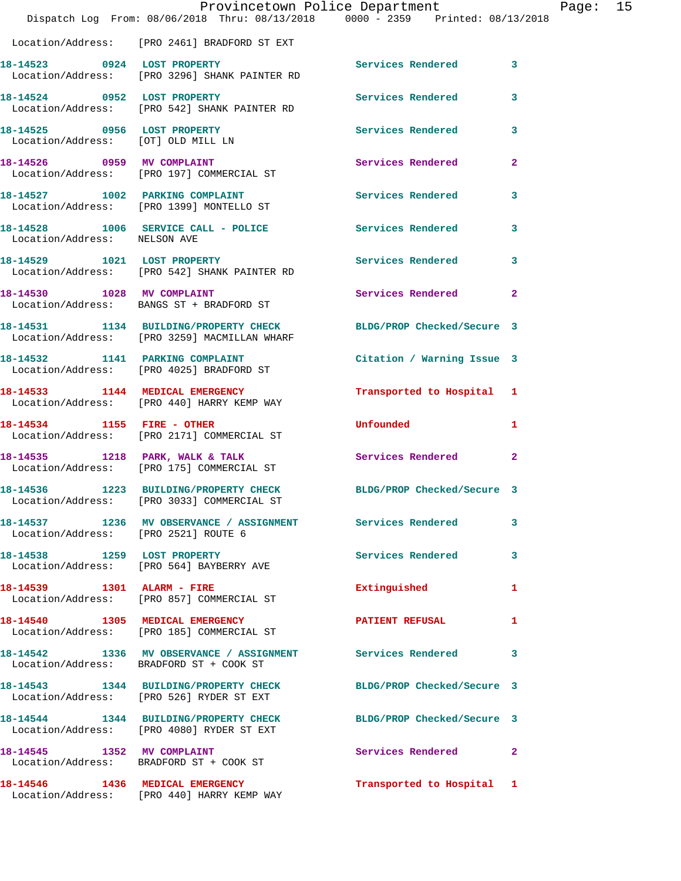Location/Address: [PRO 2461] BRADFORD ST EXT

| Call Number | Time | Call Reason | Action | Priority |
|---|---|---|---|---|
| 18-14523 | 0924 | LOST PROPERTY | Services Rendered | 3 |
| Location/Address: | | [PRO 3296] SHANK PAINTER RD | | |
| 18-14524 | 0952 | LOST PROPERTY | Services Rendered | 3 |
| Location/Address: | | [PRO 542] SHANK PAINTER RD | | |
| 18-14525 | 0956 | LOST PROPERTY | Services Rendered | 3 |
| Location/Address: | | [OT] OLD MILL LN | | |
| 18-14526 | 0959 | MV COMPLAINT | Services Rendered | 2 |
| Location/Address: | | [PRO 197] COMMERCIAL ST | | |
| 18-14527 | 1002 | PARKING COMPLAINT | Services Rendered | 3 |
| Location/Address: | | [PRO 1399] MONTELLO ST | | |
| 18-14528 | 1006 | SERVICE CALL - POLICE | Services Rendered | 3 |
| Location/Address: | | NELSON AVE | | |
| 18-14529 | 1021 | LOST PROPERTY | Services Rendered | 3 |
| Location/Address: | | [PRO 542] SHANK PAINTER RD | | |
| 18-14530 | 1028 | MV COMPLAINT | Services Rendered | 2 |
| Location/Address: | | BANGS ST + BRADFORD ST | | |
| 18-14531 | 1134 | BUILDING/PROPERTY CHECK | BLDG/PROP Checked/Secure | 3 |
| Location/Address: | | [PRO 3259] MACMILLAN WHARF | | |
| 18-14532 | 1141 | PARKING COMPLAINT | Citation / Warning Issue | 3 |
| Location/Address: | | [PRO 4025] BRADFORD ST | | |
| 18-14533 | 1144 | MEDICAL EMERGENCY | Transported to Hospital | 1 |
| Location/Address: | | [PRO 440] HARRY KEMP WAY | | |
| 18-14534 | 1155 | FIRE - OTHER | Unfounded | 1 |
| Location/Address: | | [PRO 2171] COMMERCIAL ST | | |
| 18-14535 | 1218 | PARK, WALK & TALK | Services Rendered | 2 |
| Location/Address: | | [PRO 175] COMMERCIAL ST | | |
| 18-14536 | 1223 | BUILDING/PROPERTY CHECK | BLDG/PROP Checked/Secure | 3 |
| Location/Address: | | [PRO 3033] COMMERCIAL ST | | |
| 18-14537 | 1236 | MV OBSERVANCE / ASSIGNMENT | Services Rendered | 3 |
| Location/Address: | | [PRO 2521] ROUTE 6 | | |
| 18-14538 | 1259 | LOST PROPERTY | Services Rendered | 3 |
| Location/Address: | | [PRO 564] BAYBERRY AVE | | |
| 18-14539 | 1301 | ALARM - FIRE | Extinguished | 1 |
| Location/Address: | | [PRO 857] COMMERCIAL ST | | |
| 18-14540 | 1305 | MEDICAL EMERGENCY | PATIENT REFUSAL | 1 |
| Location/Address: | | [PRO 185] COMMERCIAL ST | | |
| 18-14542 | 1336 | MV OBSERVANCE / ASSIGNMENT | Services Rendered | 3 |
| Location/Address: | | BRADFORD ST + COOK ST | | |
| 18-14543 | 1344 | BUILDING/PROPERTY CHECK | BLDG/PROP Checked/Secure | 3 |
| Location/Address: | | [PRO 526] RYDER ST EXT | | |
| 18-14544 | 1344 | BUILDING/PROPERTY CHECK | BLDG/PROP Checked/Secure | 3 |
| Location/Address: | | [PRO 4080] RYDER ST EXT | | |
| 18-14545 | 1352 | MV COMPLAINT | Services Rendered | 2 |
| Location/Address: | | BRADFORD ST + COOK ST | | |
| 18-14546 | 1436 | MEDICAL EMERGENCY | Transported to Hospital | 1 |
| Location/Address: | | [PRO 440] HARRY KEMP WAY | | |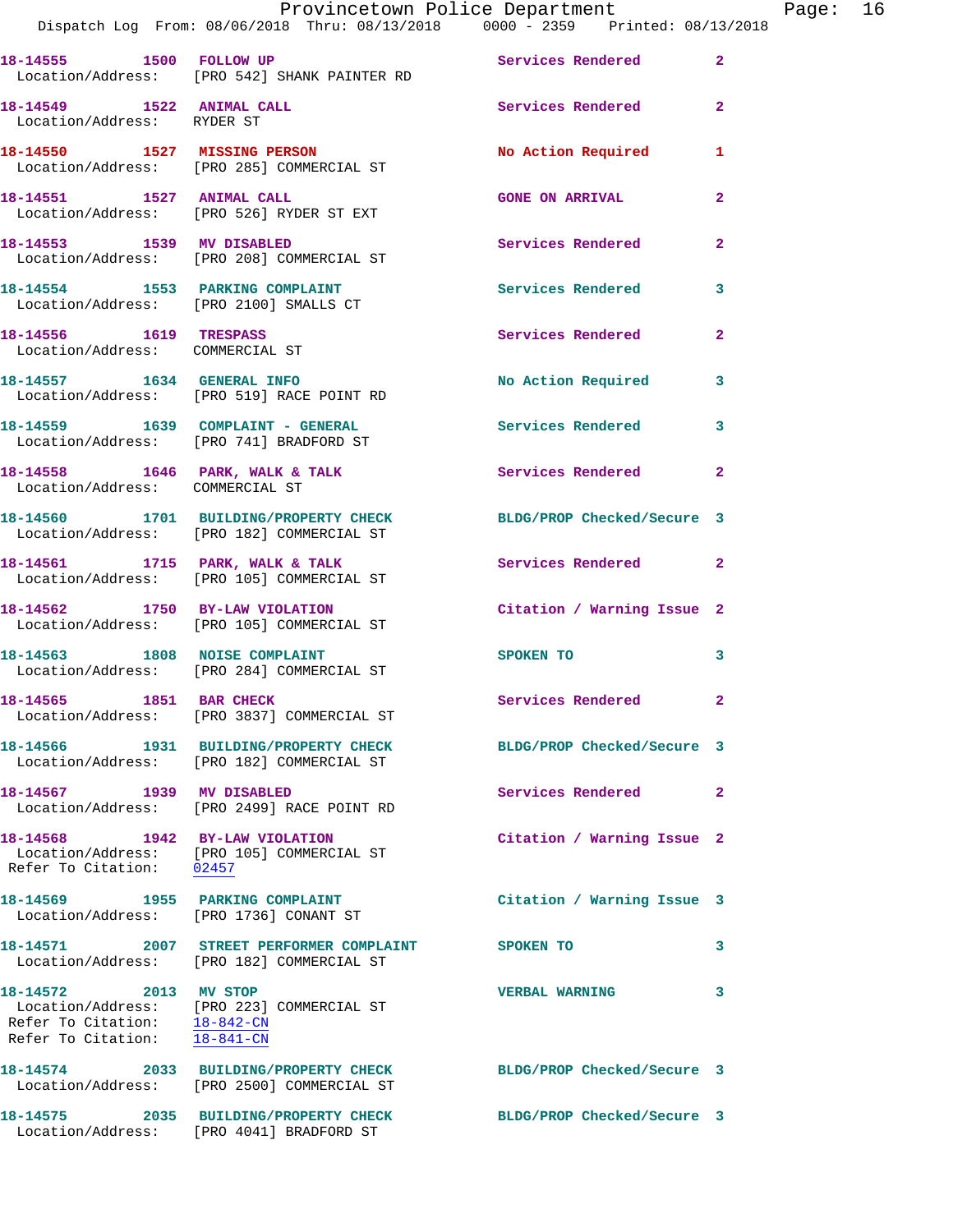18-14555 1500 FOLLOW UP Services Rendered 2
Location/Address: [PRO 542] SHANK PAINTER RD

18-14549 1522 ANIMAL CALL Services Rendered 2
Location/Address: RYDER ST

18-14550 1527 MISSING PERSON No Action Required 1
Location/Address: [PRO 285] COMMERCIAL ST

18-14551 1527 ANIMAL CALL GONE ON ARRIVAL 2
Location/Address: [PRO 526] RYDER ST EXT

18-14553 1539 MV DISABLED Services Rendered 2
Location/Address: [PRO 208] COMMERCIAL ST

18-14554 1553 PARKING COMPLAINT Services Rendered 3
Location/Address: [PRO 2100] SMALLS CT

18-14556 1619 TRESPASS Services Rendered 2
Location/Address: COMMERCIAL ST

18-14557 1634 GENERAL INFO No Action Required 3
Location/Address: [PRO 519] RACE POINT RD

18-14559 1639 COMPLAINT - GENERAL Services Rendered 3
Location/Address: [PRO 741] BRADFORD ST

18-14558 1646 PARK, WALK & TALK Services Rendered 2
Location/Address: COMMERCIAL ST

18-14560 1701 BUILDING/PROPERTY CHECK BLDG/PROP Checked/Secure 3
Location/Address: [PRO 182] COMMERCIAL ST

18-14561 1715 PARK, WALK & TALK Services Rendered 2
Location/Address: [PRO 105] COMMERCIAL ST

18-14562 1750 BY-LAW VIOLATION Citation / Warning Issue 2
Location/Address: [PRO 105] COMMERCIAL ST

18-14563 1808 NOISE COMPLAINT SPOKEN TO 3
Location/Address: [PRO 284] COMMERCIAL ST

18-14565 1851 BAR CHECK Services Rendered 2
Location/Address: [PRO 3837] COMMERCIAL ST

18-14566 1931 BUILDING/PROPERTY CHECK BLDG/PROP Checked/Secure 3
Location/Address: [PRO 182] COMMERCIAL ST

18-14567 1939 MV DISABLED Services Rendered 2
Location/Address: [PRO 2499] RACE POINT RD

18-14568 1942 BY-LAW VIOLATION Citation / Warning Issue 2
Location/Address: [PRO 105] COMMERCIAL ST
Refer To Citation: 02457

18-14569 1955 PARKING COMPLAINT Citation / Warning Issue 3
Location/Address: [PRO 1736] CONANT ST

18-14571 2007 STREET PERFORMER COMPLAINT SPOKEN TO 3
Location/Address: [PRO 182] COMMERCIAL ST

18-14572 2013 MV STOP VERBAL WARNING 3
Location/Address: [PRO 223] COMMERCIAL ST
Refer To Citation: 18-842-CN
Refer To Citation: 18-841-CN

18-14574 2033 BUILDING/PROPERTY CHECK BLDG/PROP Checked/Secure 3
Location/Address: [PRO 2500] COMMERCIAL ST

18-14575 2035 BUILDING/PROPERTY CHECK BLDG/PROP Checked/Secure 3
Location/Address: [PRO 4041] BRADFORD ST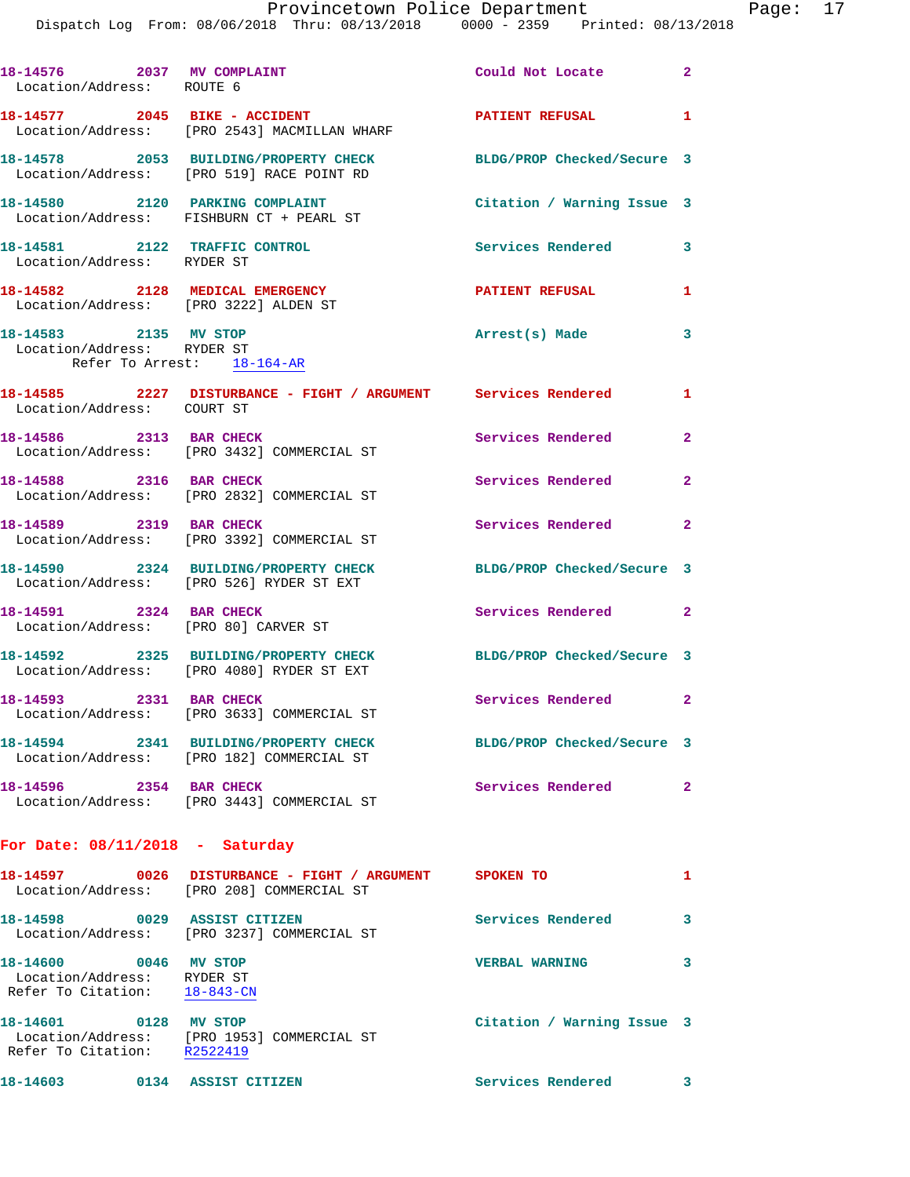18-14576 2037 MV COMPLAINT Could Not Locate 2
Location/Address: ROUTE 6

18-14577 2045 BIKE - ACCIDENT PATIENT REFUSAL 1
Location/Address: [PRO 2543] MACMILLAN WHARF

18-14578 2053 BUILDING/PROPERTY CHECK BLDG/PROP Checked/Secure 3
Location/Address: [PRO 519] RACE POINT RD

18-14580 2120 PARKING COMPLAINT Citation / Warning Issue 3
Location/Address: FISHBURN CT + PEARL ST

18-14581 2122 TRAFFIC CONTROL Services Rendered 3
Location/Address: RYDER ST

18-14582 2128 MEDICAL EMERGENCY PATIENT REFUSAL 1
Location/Address: [PRO 3222] ALDEN ST

18-14583 2135 MV STOP Arrest(s) Made 3
Location/Address: RYDER ST
Refer To Arrest: 18-164-AR

18-14585 2227 DISTURBANCE - FIGHT / ARGUMENT Services Rendered 1
Location/Address: COURT ST

18-14586 2313 BAR CHECK Services Rendered 2
Location/Address: [PRO 3432] COMMERCIAL ST

18-14588 2316 BAR CHECK Services Rendered 2
Location/Address: [PRO 2832] COMMERCIAL ST

18-14589 2319 BAR CHECK Services Rendered 2
Location/Address: [PRO 3392] COMMERCIAL ST

18-14590 2324 BUILDING/PROPERTY CHECK BLDG/PROP Checked/Secure 3
Location/Address: [PRO 526] RYDER ST EXT

18-14591 2324 BAR CHECK Services Rendered 2
Location/Address: [PRO 80] CARVER ST

18-14592 2325 BUILDING/PROPERTY CHECK BLDG/PROP Checked/Secure 3
Location/Address: [PRO 4080] RYDER ST EXT

18-14593 2331 BAR CHECK Services Rendered 2
Location/Address: [PRO 3633] COMMERCIAL ST

18-14594 2341 BUILDING/PROPERTY CHECK BLDG/PROP Checked/Secure 3
Location/Address: [PRO 182] COMMERCIAL ST

18-14596 2354 BAR CHECK Services Rendered 2
Location/Address: [PRO 3443] COMMERCIAL ST

**For Date: 08/11/2018 - Saturday**

18-14597 0026 DISTURBANCE - FIGHT / ARGUMENT SPOKEN TO 1
Location/Address: [PRO 208] COMMERCIAL ST

18-14598 0029 ASSIST CITIZEN Services Rendered 3
Location/Address: [PRO 3237] COMMERCIAL ST

18-14600 0046 MV STOP VERBAL WARNING 3
Location/Address: RYDER ST
Refer To Citation: 18-843-CN

18-14601 0128 MV STOP Citation / Warning Issue 3
Location/Address: [PRO 1953] COMMERCIAL ST
Refer To Citation: R2522419

18-14603 0134 ASSIST CITIZEN Services Rendered 3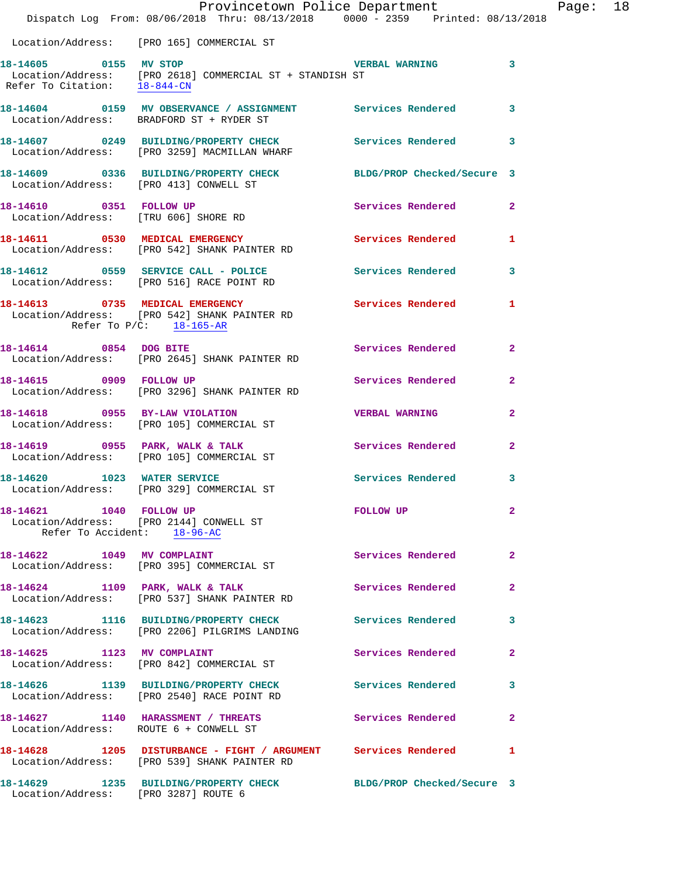Location/Address: [PRO 165] COMMERCIAL ST

**18-14605 0155 MV STOP** VERBAL WARNING 3
Location/Address: [PRO 2618] COMMERCIAL ST + STANDISH ST
Refer To Citation: 18-844-CN

**18-14604 0159 MV OBSERVANCE / ASSIGNMENT** Services Rendered 3
Location/Address: BRADFORD ST + RYDER ST

**18-14607 0249 BUILDING/PROPERTY CHECK** Services Rendered 3
Location/Address: [PRO 3259] MACMILLAN WHARF

**18-14609 0336 BUILDING/PROPERTY CHECK** BLDG/PROP Checked/Secure 3
Location/Address: [PRO 413] CONWELL ST

**18-14610 0351 FOLLOW UP** Services Rendered 2
Location/Address: [TRU 606] SHORE RD

**18-14611 0530 MEDICAL EMERGENCY** Services Rendered 1
Location/Address: [PRO 542] SHANK PAINTER RD

**18-14612 0559 SERVICE CALL - POLICE** Services Rendered 3
Location/Address: [PRO 516] RACE POINT RD

**18-14613 0735 MEDICAL EMERGENCY** Services Rendered 1
Location/Address: [PRO 542] SHANK PAINTER RD
Refer To P/C: 18-165-AR

**18-14614 0854 DOG BITE** Services Rendered 2
Location/Address: [PRO 2645] SHANK PAINTER RD

**18-14615 0909 FOLLOW UP** Services Rendered 2
Location/Address: [PRO 3296] SHANK PAINTER RD

**18-14618 0955 BY-LAW VIOLATION** VERBAL WARNING 2
Location/Address: [PRO 105] COMMERCIAL ST

**18-14619 0955 PARK, WALK & TALK** Services Rendered 2
Location/Address: [PRO 105] COMMERCIAL ST

**18-14620 1023 WATER SERVICE** Services Rendered 3
Location/Address: [PRO 329] COMMERCIAL ST

**18-14621 1040 FOLLOW UP** FOLLOW UP 2
Location/Address: [PRO 2144] CONWELL ST
Refer To Accident: 18-96-AC

**18-14622 1049 MV COMPLAINT** Services Rendered 2
Location/Address: [PRO 395] COMMERCIAL ST

**18-14624 1109 PARK, WALK & TALK** Services Rendered 2
Location/Address: [PRO 537] SHANK PAINTER RD

**18-14623 1116 BUILDING/PROPERTY CHECK** Services Rendered 3
Location/Address: [PRO 2206] PILGRIMS LANDING

**18-14625 1123 MV COMPLAINT** Services Rendered 2
Location/Address: [PRO 842] COMMERCIAL ST

**18-14626 1139 BUILDING/PROPERTY CHECK** Services Rendered 3
Location/Address: [PRO 2540] RACE POINT RD

**18-14627 1140 HARASSMENT / THREATS** Services Rendered 2
Location/Address: ROUTE 6 + CONWELL ST

**18-14628 1205 DISTURBANCE - FIGHT / ARGUMENT** Services Rendered 1
Location/Address: [PRO 539] SHANK PAINTER RD

**18-14629 1235 BUILDING/PROPERTY CHECK** BLDG/PROP Checked/Secure 3
Location/Address: [PRO 3287] ROUTE 6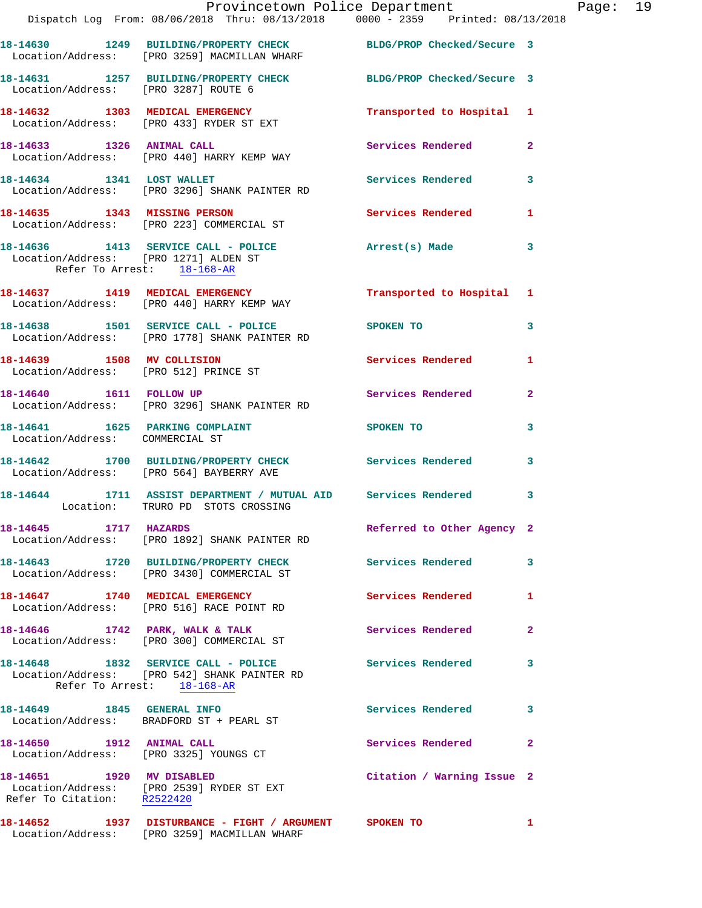18-14630 1249 BUILDING/PROPERTY CHECK BLDG/PROP Checked/Secure 3
Location/Address: [PRO 3259] MACMILLAN WHARF

18-14631 1257 BUILDING/PROPERTY CHECK BLDG/PROP Checked/Secure 3
Location/Address: [PRO 3287] ROUTE 6

18-14632 1303 MEDICAL EMERGENCY Transported to Hospital 1
Location/Address: [PRO 433] RYDER ST EXT

18-14633 1326 ANIMAL CALL Services Rendered 2
Location/Address: [PRO 440] HARRY KEMP WAY

18-14634 1341 LOST WALLET Services Rendered 3
Location/Address: [PRO 3296] SHANK PAINTER RD

18-14635 1343 MISSING PERSON Services Rendered 1
Location/Address: [PRO 223] COMMERCIAL ST

18-14636 1413 SERVICE CALL - POLICE Arrest(s) Made 3
Location/Address: [PRO 1271] ALDEN ST
Refer To Arrest: 18-168-AR

18-14637 1419 MEDICAL EMERGENCY Transported to Hospital 1
Location/Address: [PRO 440] HARRY KEMP WAY

18-14638 1501 SERVICE CALL - POLICE SPOKEN TO 3
Location/Address: [PRO 1778] SHANK PAINTER RD

18-14639 1508 MV COLLISION Services Rendered 1
Location/Address: [PRO 512] PRINCE ST

18-14640 1611 FOLLOW UP Services Rendered 2
Location/Address: [PRO 3296] SHANK PAINTER RD

18-14641 1625 PARKING COMPLAINT SPOKEN TO 3
Location/Address: COMMERCIAL ST

18-14642 1700 BUILDING/PROPERTY CHECK Services Rendered 3
Location/Address: [PRO 564] BAYBERRY AVE

18-14644 1711 ASSIST DEPARTMENT / MUTUAL AID Services Rendered 3
Location: TRURO PD STOTS CROSSING

18-14645 1717 HAZARDS Referred to Other Agency 2
Location/Address: [PRO 1892] SHANK PAINTER RD

18-14643 1720 BUILDING/PROPERTY CHECK Services Rendered 3
Location/Address: [PRO 3430] COMMERCIAL ST

18-14647 1740 MEDICAL EMERGENCY Services Rendered 1
Location/Address: [PRO 516] RACE POINT RD

18-14646 1742 PARK, WALK & TALK Services Rendered 2
Location/Address: [PRO 300] COMMERCIAL ST

18-14648 1832 SERVICE CALL - POLICE Services Rendered 3
Location/Address: [PRO 542] SHANK PAINTER RD
Refer To Arrest: 18-168-AR

18-14649 1845 GENERAL INFO Services Rendered 3
Location/Address: BRADFORD ST + PEARL ST

18-14650 1912 ANIMAL CALL Services Rendered 2
Location/Address: [PRO 3325] YOUNGS CT

18-14651 1920 MV DISABLED Citation / Warning Issue 2
Location/Address: [PRO 2539] RYDER ST EXT
Refer To Citation: R2522420

18-14652 1937 DISTURBANCE - FIGHT / ARGUMENT SPOKEN TO 1
Location/Address: [PRO 3259] MACMILLAN WHARF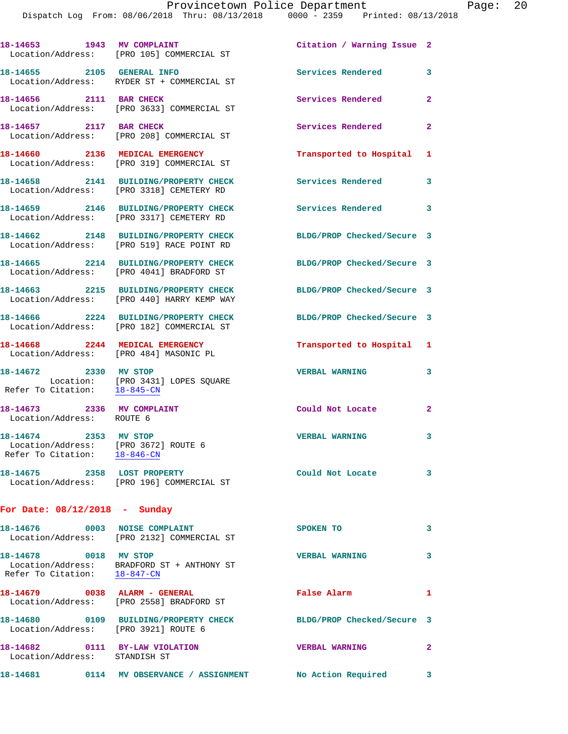18-14653 1943 MV COMPLAINT Citation / Warning Issue 2
Location/Address: [PRO 105] COMMERCIAL ST

18-14655 2105 GENERAL INFO Services Rendered 3
Location/Address: RYDER ST + COMMERCIAL ST

18-14656 2111 BAR CHECK Services Rendered 2
Location/Address: [PRO 3633] COMMERCIAL ST

18-14657 2117 BAR CHECK Services Rendered 2
Location/Address: [PRO 208] COMMERCIAL ST

18-14660 2136 MEDICAL EMERGENCY Transported to Hospital 1
Location/Address: [PRO 319] COMMERCIAL ST

18-14658 2141 BUILDING/PROPERTY CHECK Services Rendered 3
Location/Address: [PRO 3318] CEMETERY RD

18-14659 2146 BUILDING/PROPERTY CHECK Services Rendered 3
Location/Address: [PRO 3317] CEMETERY RD

18-14662 2148 BUILDING/PROPERTY CHECK BLDG/PROP Checked/Secure 3
Location/Address: [PRO 519] RACE POINT RD

18-14665 2214 BUILDING/PROPERTY CHECK BLDG/PROP Checked/Secure 3
Location/Address: [PRO 4041] BRADFORD ST

18-14663 2215 BUILDING/PROPERTY CHECK BLDG/PROP Checked/Secure 3
Location/Address: [PRO 440] HARRY KEMP WAY

18-14666 2224 BUILDING/PROPERTY CHECK BLDG/PROP Checked/Secure 3
Location/Address: [PRO 182] COMMERCIAL ST

18-14668 2244 MEDICAL EMERGENCY Transported to Hospital 1
Location/Address: [PRO 484] MASONIC PL

18-14672 2330 MV STOP VERBAL WARNING 3
Location: [PRO 3431] LOPES SQUARE
Refer To Citation: 18-845-CN

18-14673 2336 MV COMPLAINT Could Not Locate 2
Location/Address: ROUTE 6

18-14674 2353 MV STOP VERBAL WARNING 3
Location/Address: [PRO 3672] ROUTE 6
Refer To Citation: 18-846-CN

18-14675 2358 LOST PROPERTY Could Not Locate 3
Location/Address: [PRO 196] COMMERCIAL ST

## For Date: 08/12/2018 - Sunday

18-14676 0003 NOISE COMPLAINT SPOKEN TO 3
Location/Address: [PRO 2132] COMMERCIAL ST

18-14678 0018 MV STOP VERBAL WARNING 3
Location/Address: BRADFORD ST + ANTHONY ST
Refer To Citation: 18-847-CN

18-14679 0038 ALARM - GENERAL False Alarm 1
Location/Address: [PRO 2558] BRADFORD ST

18-14680 0109 BUILDING/PROPERTY CHECK BLDG/PROP Checked/Secure 3
Location/Address: [PRO 3921] ROUTE 6

18-14682 0111 BY-LAW VIOLATION VERBAL WARNING 2
Location/Address: STANDISH ST

18-14681 0114 MV OBSERVANCE / ASSIGNMENT No Action Required 3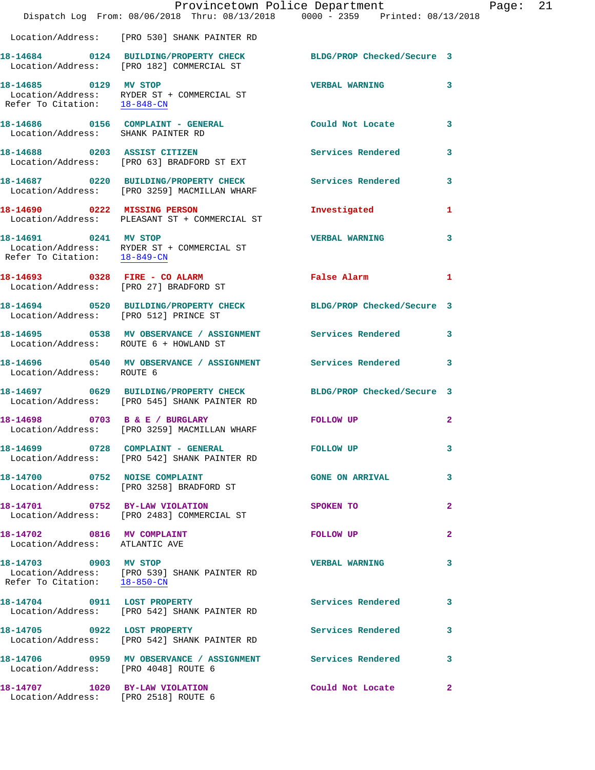Location/Address: [PRO 530] SHANK PAINTER RD

**18-14684 0124 BUILDING/PROPERTY CHECK** BLDG/PROP Checked/Secure 3
Location/Address: [PRO 182] COMMERCIAL ST

**18-14685 0129 MV STOP** VERBAL WARNING 3
Location/Address: RYDER ST + COMMERCIAL ST
Refer To Citation: 18-848-CN

**18-14686 0156 COMPLAINT - GENERAL** Could Not Locate 3
Location/Address: SHANK PAINTER RD

**18-14688 0203 ASSIST CITIZEN** Services Rendered 3
Location/Address: [PRO 63] BRADFORD ST EXT

**18-14687 0220 BUILDING/PROPERTY CHECK** Services Rendered 3
Location/Address: [PRO 3259] MACMILLAN WHARF

**18-14690 0222 MISSING PERSON** Investigated 1
Location/Address: PLEASANT ST + COMMERCIAL ST

**18-14691 0241 MV STOP** VERBAL WARNING 3
Location/Address: RYDER ST + COMMERCIAL ST
Refer To Citation: 18-849-CN

**18-14693 0328 FIRE - CO ALARM** False Alarm 1
Location/Address: [PRO 27] BRADFORD ST

**18-14694 0520 BUILDING/PROPERTY CHECK** BLDG/PROP Checked/Secure 3
Location/Address: [PRO 512] PRINCE ST

**18-14695 0538 MV OBSERVANCE / ASSIGNMENT** Services Rendered 3
Location/Address: ROUTE 6 + HOWLAND ST

**18-14696 0540 MV OBSERVANCE / ASSIGNMENT** Services Rendered 3
Location/Address: ROUTE 6

**18-14697 0629 BUILDING/PROPERTY CHECK** BLDG/PROP Checked/Secure 3
Location/Address: [PRO 545] SHANK PAINTER RD

**18-14698 0703 B & E / BURGLARY** FOLLOW UP 2
Location/Address: [PRO 3259] MACMILLAN WHARF

**18-14699 0728 COMPLAINT - GENERAL** FOLLOW UP 3
Location/Address: [PRO 542] SHANK PAINTER RD

**18-14700 0752 NOISE COMPLAINT** GONE ON ARRIVAL 3
Location/Address: [PRO 3258] BRADFORD ST

**18-14701 0752 BY-LAW VIOLATION** SPOKEN TO 2
Location/Address: [PRO 2483] COMMERCIAL ST

**18-14702 0816 MV COMPLAINT** FOLLOW UP 2
Location/Address: ATLANTIC AVE

**18-14703 0903 MV STOP** VERBAL WARNING 3
Location/Address: [PRO 539] SHANK PAINTER RD
Refer To Citation: 18-850-CN

**18-14704 0911 LOST PROPERTY** Services Rendered 3
Location/Address: [PRO 542] SHANK PAINTER RD

**18-14705 0922 LOST PROPERTY** Services Rendered 3
Location/Address: [PRO 542] SHANK PAINTER RD

**18-14706 0959 MV OBSERVANCE / ASSIGNMENT** Services Rendered 3
Location/Address: [PRO 4048] ROUTE 6

**18-14707 1020 BY-LAW VIOLATION** Could Not Locate 2
Location/Address: [PRO 2518] ROUTE 6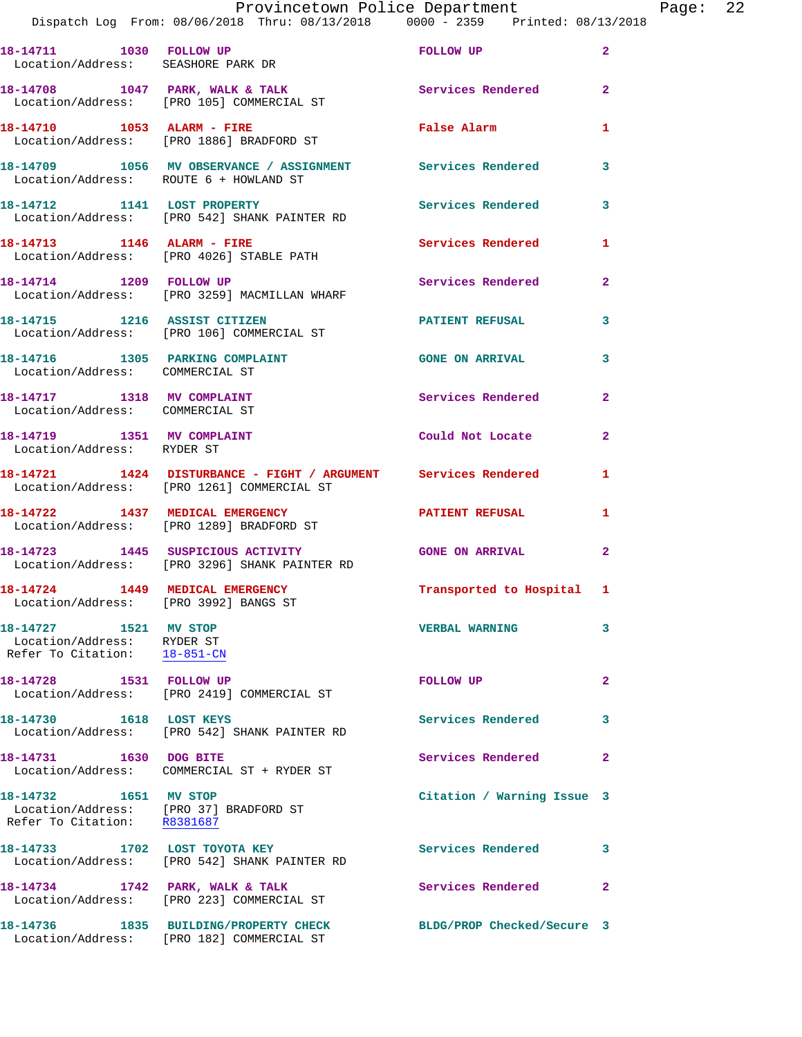**18-14711 1030 FOLLOW UP** FOLLOW UP 2
Location/Address: SEASHORE PARK DR

**18-14708 1047 PARK, WALK & TALK** Services Rendered 2
Location/Address: [PRO 105] COMMERCIAL ST

**18-14710 1053 ALARM - FIRE** False Alarm 1
Location/Address: [PRO 1886] BRADFORD ST

**18-14709 1056 MV OBSERVANCE / ASSIGNMENT** Services Rendered 3
Location/Address: ROUTE 6 + HOWLAND ST

**18-14712 1141 LOST PROPERTY** Services Rendered 3
Location/Address: [PRO 542] SHANK PAINTER RD

**18-14713 1146 ALARM - FIRE** Services Rendered 1
Location/Address: [PRO 4026] STABLE PATH

**18-14714 1209 FOLLOW UP** Services Rendered 2
Location/Address: [PRO 3259] MACMILLAN WHARF

**18-14715 1216 ASSIST CITIZEN** PATIENT REFUSAL 3
Location/Address: [PRO 106] COMMERCIAL ST

**18-14716 1305 PARKING COMPLAINT** GONE ON ARRIVAL 3
Location/Address: COMMERCIAL ST

**18-14717 1318 MV COMPLAINT** Services Rendered 2
Location/Address: COMMERCIAL ST

**18-14719 1351 MV COMPLAINT** Could Not Locate 2
Location/Address: RYDER ST

**18-14721 1424 DISTURBANCE - FIGHT / ARGUMENT** Services Rendered 1
Location/Address: [PRO 1261] COMMERCIAL ST

**18-14722 1437 MEDICAL EMERGENCY** PATIENT REFUSAL 1
Location/Address: [PRO 1289] BRADFORD ST

**18-14723 1445 SUSPICIOUS ACTIVITY** GONE ON ARRIVAL 2
Location/Address: [PRO 3296] SHANK PAINTER RD

**18-14724 1449 MEDICAL EMERGENCY** Transported to Hospital 1
Location/Address: [PRO 3992] BANGS ST

**18-14727 1521 MV STOP** VERBAL WARNING 3
Location/Address: RYDER ST
Refer To Citation: 18-851-CN

**18-14728 1531 FOLLOW UP** FOLLOW UP 2
Location/Address: [PRO 2419] COMMERCIAL ST

**18-14730 1618 LOST KEYS** Services Rendered 3
Location/Address: [PRO 542] SHANK PAINTER RD

**18-14731 1630 DOG BITE** Services Rendered 2
Location/Address: COMMERCIAL ST + RYDER ST

**18-14732 1651 MV STOP** Citation / Warning Issue 3
Location/Address: [PRO 37] BRADFORD ST
Refer To Citation: R8381687

**18-14733 1702 LOST TOYOTA KEY** Services Rendered 3
Location/Address: [PRO 542] SHANK PAINTER RD

**18-14734 1742 PARK, WALK & TALK** Services Rendered 2
Location/Address: [PRO 223] COMMERCIAL ST

**18-14736 1835 BUILDING/PROPERTY CHECK** BLDG/PROP Checked/Secure 3
Location/Address: [PRO 182] COMMERCIAL ST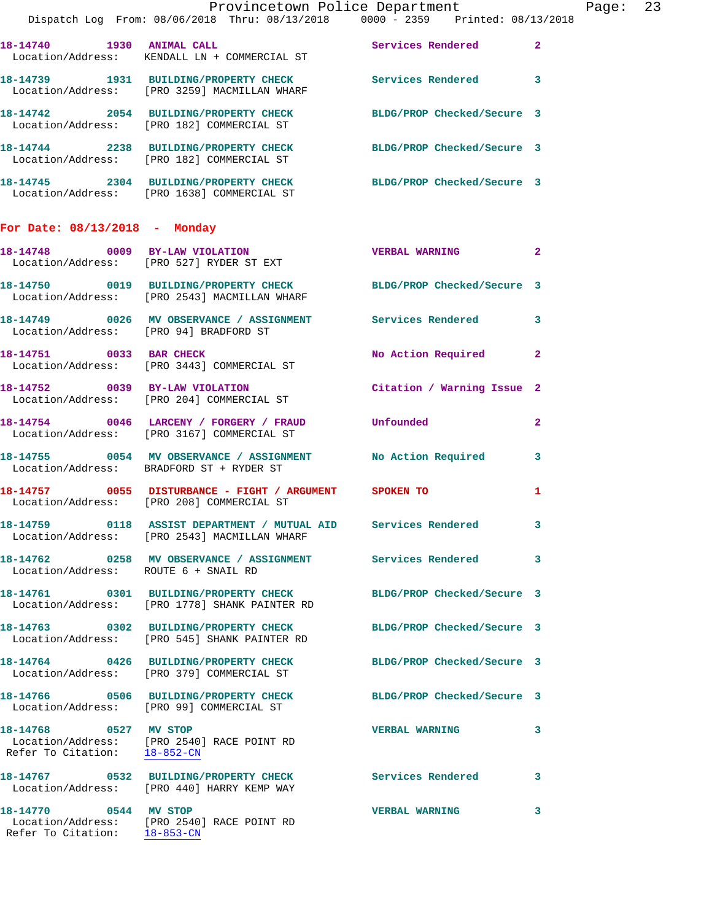18-14740 1930 **ANIMAL CALL** Services Rendered 2
Location/Address: KENDALL LN + COMMERCIAL ST

18-14739 1931 **BUILDING/PROPERTY CHECK** Services Rendered 3
Location/Address: [PRO 3259] MACMILLAN WHARF

18-14742 2054 **BUILDING/PROPERTY CHECK** BLDG/PROP Checked/Secure 3
Location/Address: [PRO 182] COMMERCIAL ST

18-14744 2238 **BUILDING/PROPERTY CHECK** BLDG/PROP Checked/Secure 3
Location/Address: [PRO 182] COMMERCIAL ST

18-14745 2304 **BUILDING/PROPERTY CHECK** BLDG/PROP Checked/Secure 3
Location/Address: [PRO 1638] COMMERCIAL ST

## For Date: 08/13/2018 - Monday

18-14748 0009 **BY-LAW VIOLATION** VERBAL WARNING 2
Location/Address: [PRO 527] RYDER ST EXT

18-14750 0019 **BUILDING/PROPERTY CHECK** BLDG/PROP Checked/Secure 3
Location/Address: [PRO 2543] MACMILLAN WHARF

18-14749 0026 **MV OBSERVANCE / ASSIGNMENT** Services Rendered 3
Location/Address: [PRO 94] BRADFORD ST

18-14751 0033 **BAR CHECK** No Action Required 2
Location/Address: [PRO 3443] COMMERCIAL ST

18-14752 0039 **BY-LAW VIOLATION** Citation / Warning Issue 2
Location/Address: [PRO 204] COMMERCIAL ST

18-14754 0046 **LARCENY / FORGERY / FRAUD** Unfounded 2
Location/Address: [PRO 3167] COMMERCIAL ST

18-14755 0054 **MV OBSERVANCE / ASSIGNMENT** No Action Required 3
Location/Address: BRADFORD ST + RYDER ST

18-14757 0055 **DISTURBANCE - FIGHT / ARGUMENT** SPOKEN TO 1
Location/Address: [PRO 208] COMMERCIAL ST

18-14759 0118 **ASSIST DEPARTMENT / MUTUAL AID** Services Rendered 3
Location/Address: [PRO 2543] MACMILLAN WHARF

18-14762 0258 **MV OBSERVANCE / ASSIGNMENT** Services Rendered 3
Location/Address: ROUTE 6 + SNAIL RD

18-14761 0301 **BUILDING/PROPERTY CHECK** BLDG/PROP Checked/Secure 3
Location/Address: [PRO 1778] SHANK PAINTER RD

18-14763 0302 **BUILDING/PROPERTY CHECK** BLDG/PROP Checked/Secure 3
Location/Address: [PRO 545] SHANK PAINTER RD

18-14764 0426 **BUILDING/PROPERTY CHECK** BLDG/PROP Checked/Secure 3
Location/Address: [PRO 379] COMMERCIAL ST

18-14766 0506 **BUILDING/PROPERTY CHECK** BLDG/PROP Checked/Secure 3
Location/Address: [PRO 99] COMMERCIAL ST

18-14768 0527 **MV STOP** VERBAL WARNING 3
Location/Address: [PRO 2540] RACE POINT RD
Refer To Citation: 18-852-CN

18-14767 0532 **BUILDING/PROPERTY CHECK** Services Rendered 3
Location/Address: [PRO 440] HARRY KEMP WAY

18-14770 0544 **MV STOP** VERBAL WARNING 3
Location/Address: [PRO 2540] RACE POINT RD
Refer To Citation: 18-853-CN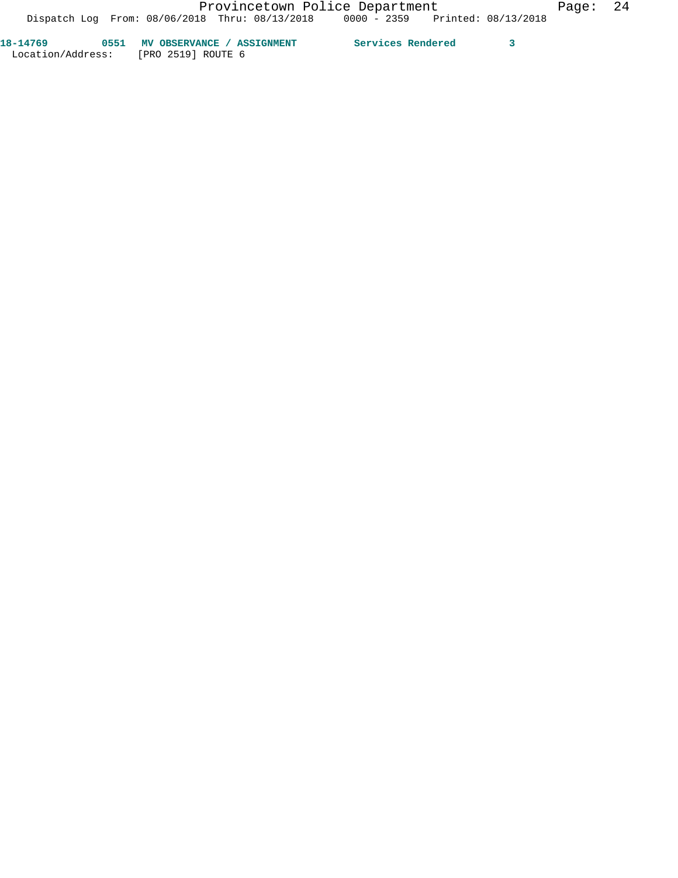**18-14769 0551 MV OBSERVANCE / ASSIGNMENT Services Rendered 3**

Location/Address: [PRO 2519] ROUTE 6